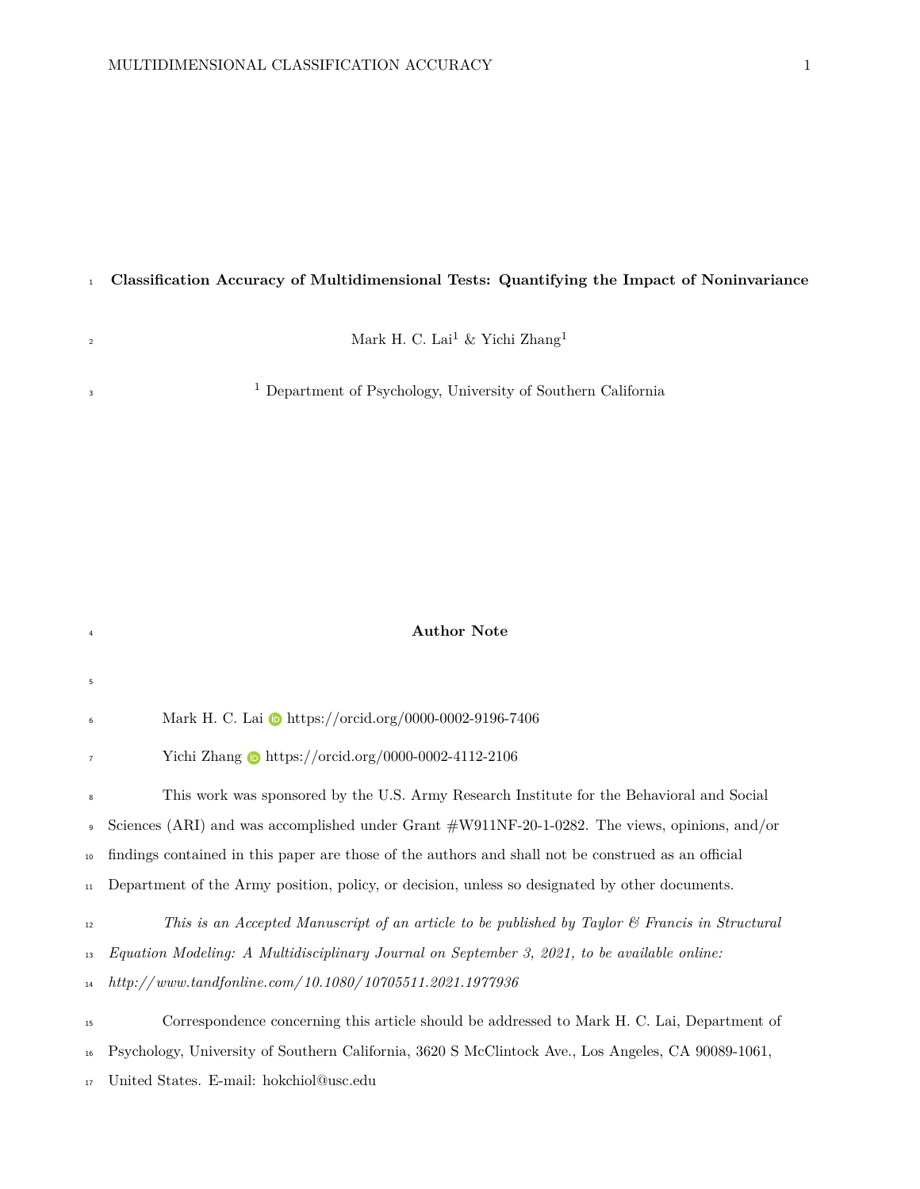# Classification Accuracy of Multidimensional Tests: Quantifying the Impact of Noninvariance

Mark H. C. Lai[1] & Yichi Zhang[1]

[1] Department of Psychology, University of Southern California

## Author Note

Mark H. C. Lai https://orcid.org/0000-0002-9196-7406

Yichi Zhang https://orcid.org/0000-0002-4112-2106

This work was sponsored by the U.S. Army Research Institute for the Behavioral and Social Sciences (ARI) and was accomplished under Grant #W911NF-20-1-0282. The views, opinions, and/or findings contained in this paper are those of the authors and shall not be construed as an official Department of the Army position, policy, or decision, unless so designated by other documents.

*This is an Accepted Manuscript of an article to be published by Taylor & Francis in Structural Equation Modeling: A Multidisciplinary Journal on September 3, 2021, to be available online: http://www.tandfonline.com/10.1080/10705511.2021.1977936*

Correspondence concerning this article should be addressed to Mark H. C. Lai, Department of Psychology, University of Southern California, 3620 S McClintock Ave., Los Angeles, CA 90089-1061, United States. E-mail: hokchiol@usc.edu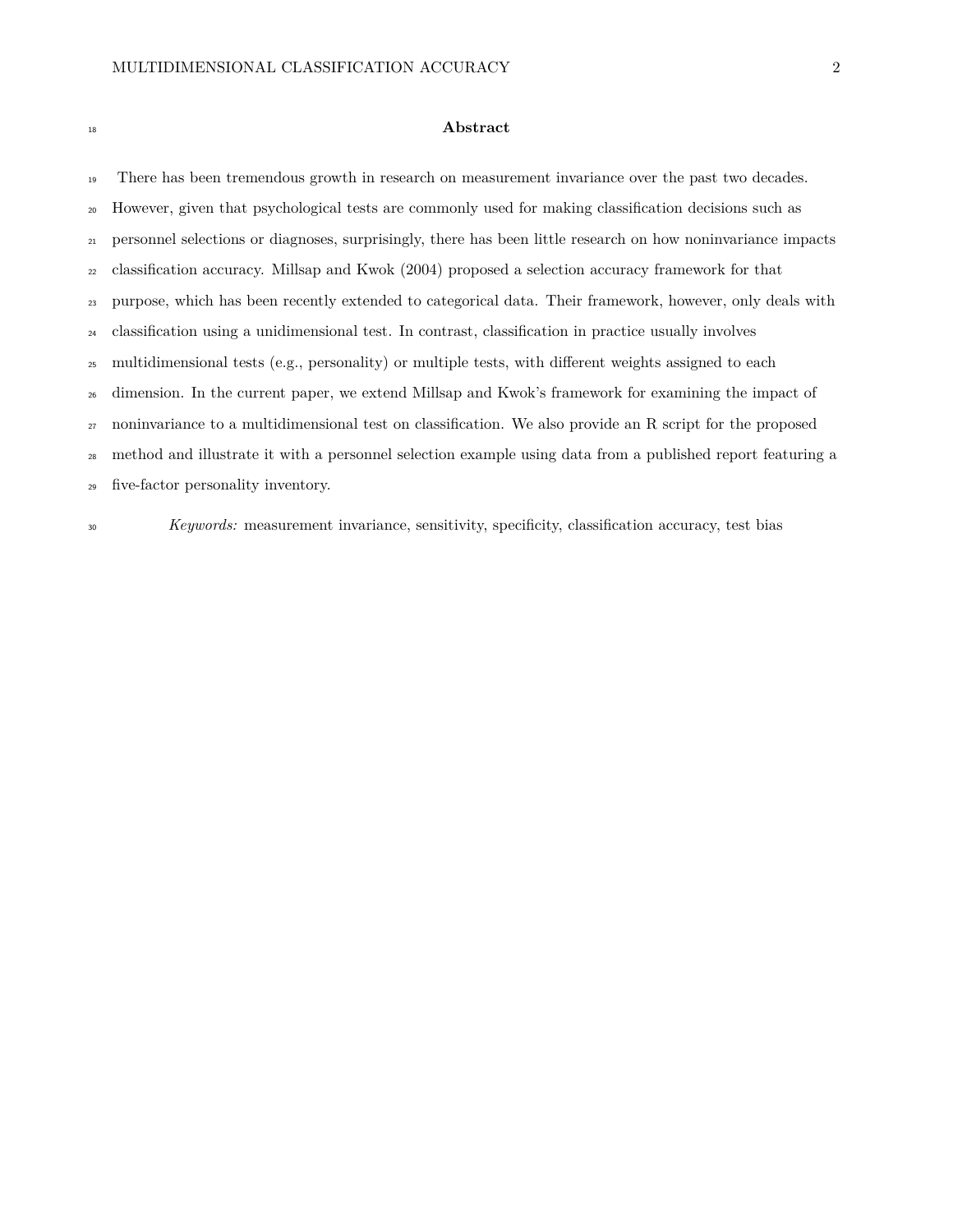## Abstract

There has been tremendous growth in research on measurement invariance over the past two decades. However, given that psychological tests are commonly used for making classification decisions such as personnel selections or diagnoses, surprisingly, there has been little research on how noninvariance impacts classification accuracy. Millsap and Kwok (2004) proposed a selection accuracy framework for that purpose, which has been recently extended to categorical data. Their framework, however, only deals with classification using a unidimensional test. In contrast, classification in practice usually involves multidimensional tests (e.g., personality) or multiple tests, with different weights assigned to each dimension. In the current paper, we extend Millsap and Kwok's framework for examining the impact of noninvariance to a multidimensional test on classification. We also provide an R script for the proposed method and illustrate it with a personnel selection example using data from a published report featuring a five-factor personality inventory.

*Keywords:* measurement invariance, sensitivity, specificity, classification accuracy, test bias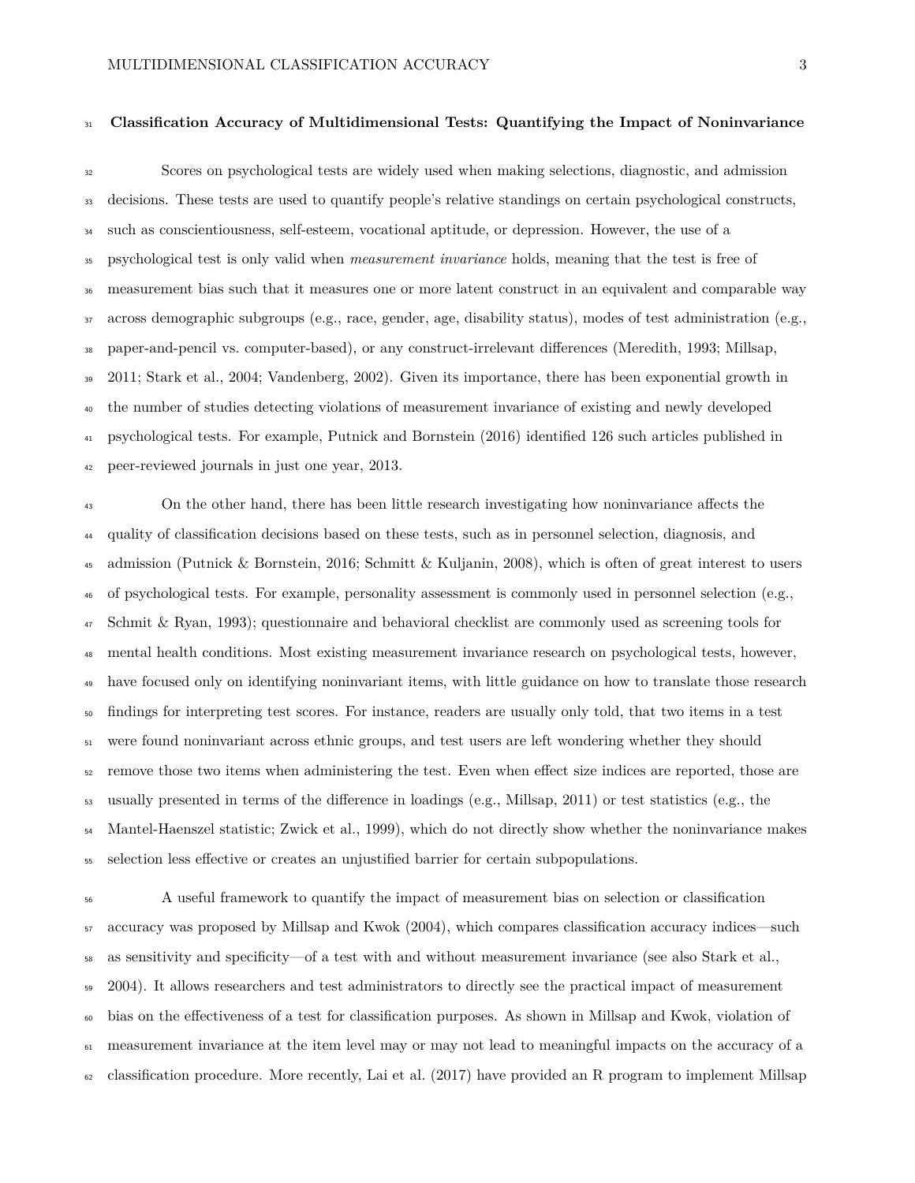# Classification Accuracy of Multidimensional Tests: Quantifying the Impact of Noninvariance

Scores on psychological tests are widely used when making selections, diagnostic, and admission decisions. These tests are used to quantify people's relative standings on certain psychological constructs, such as conscientiousness, self-esteem, vocational aptitude, or depression. However, the use of a psychological test is only valid when *measurement invariance* holds, meaning that the test is free of measurement bias such that it measures one or more latent construct in an equivalent and comparable way across demographic subgroups (e.g., race, gender, age, disability status), modes of test administration (e.g., paper-and-pencil vs. computer-based), or any construct-irrelevant differences (Meredith, 1993; Millsap, 2011; Stark et al., 2004; Vandenberg, 2002). Given its importance, there has been exponential growth in the number of studies detecting violations of measurement invariance of existing and newly developed psychological tests. For example, Putnick and Bornstein (2016) identified 126 such articles published in peer-reviewed journals in just one year, 2013.

On the other hand, there has been little research investigating how noninvariance affects the quality of classification decisions based on these tests, such as in personnel selection, diagnosis, and admission (Putnick & Bornstein, 2016; Schmitt & Kuljanin, 2008), which is often of great interest to users of psychological tests. For example, personality assessment is commonly used in personnel selection (e.g., Schmit & Ryan, 1993); questionnaire and behavioral checklist are commonly used as screening tools for mental health conditions. Most existing measurement invariance research on psychological tests, however, have focused only on identifying noninvariant items, with little guidance on how to translate those research findings for interpreting test scores. For instance, readers are usually only told, that two items in a test were found noninvariant across ethnic groups, and test users are left wondering whether they should remove those two items when administering the test. Even when effect size indices are reported, those are usually presented in terms of the difference in loadings (e.g., Millsap, 2011) or test statistics (e.g., the Mantel-Haenszel statistic; Zwick et al., 1999), which do not directly show whether the noninvariance makes selection less effective or creates an unjustified barrier for certain subpopulations.

A useful framework to quantify the impact of measurement bias on selection or classification accuracy was proposed by Millsap and Kwok (2004), which compares classification accuracy indices—such as sensitivity and specificity—of a test with and without measurement invariance (see also Stark et al., 2004). It allows researchers and test administrators to directly see the practical impact of measurement bias on the effectiveness of a test for classification purposes. As shown in Millsap and Kwok, violation of measurement invariance at the item level may or may not lead to meaningful impacts on the accuracy of a classification procedure. More recently, Lai et al. (2017) have provided an R program to implement Millsap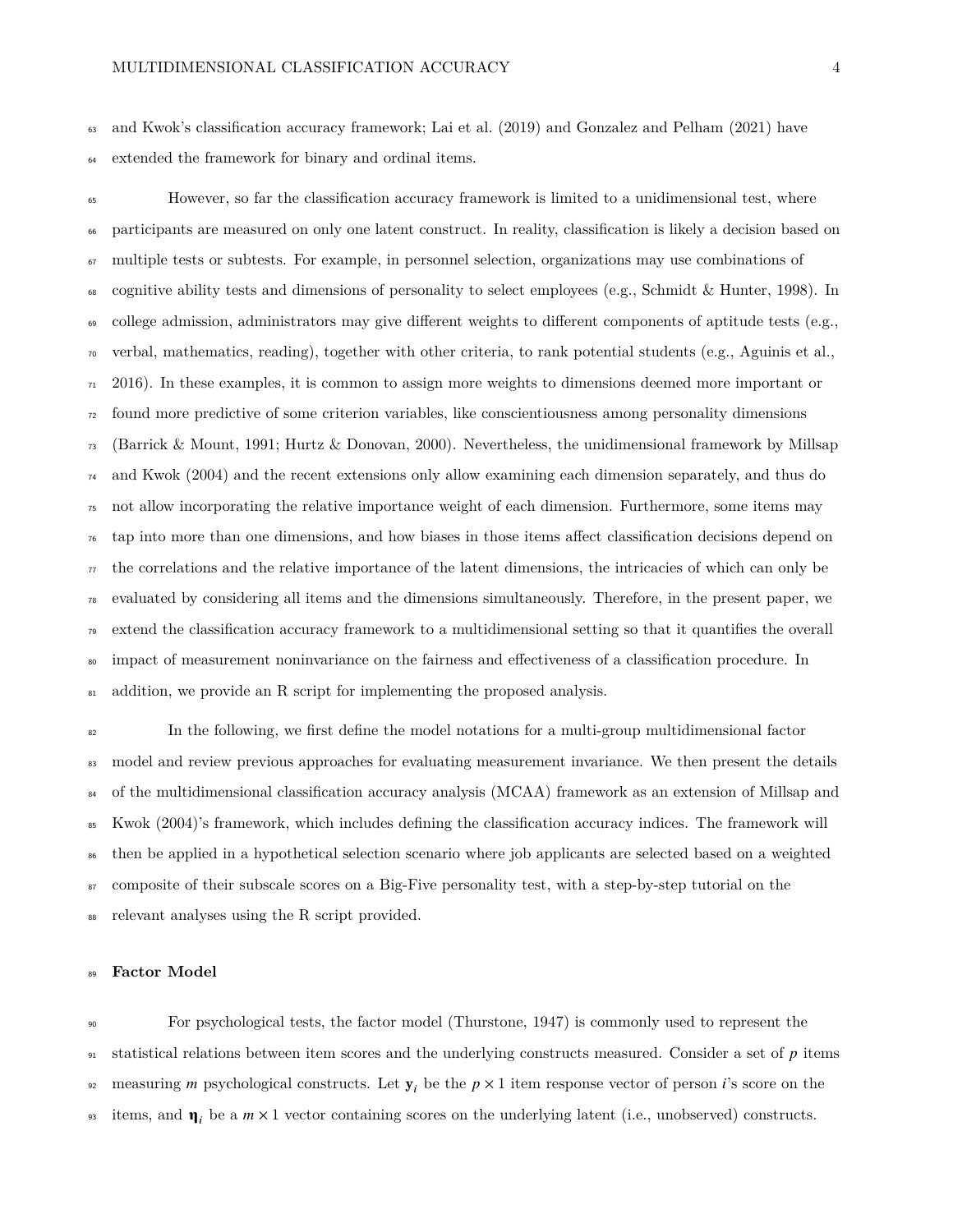and Kwok's classification accuracy framework; Lai et al. (2019) and Gonzalez and Pelham (2021) have extended the framework for binary and ordinal items.

However, so far the classification accuracy framework is limited to a unidimensional test, where participants are measured on only one latent construct. In reality, classification is likely a decision based on multiple tests or subtests. For example, in personnel selection, organizations may use combinations of cognitive ability tests and dimensions of personality to select employees (e.g., Schmidt & Hunter, 1998). In college admission, administrators may give different weights to different components of aptitude tests (e.g., verbal, mathematics, reading), together with other criteria, to rank potential students (e.g., Aguinis et al., 2016). In these examples, it is common to assign more weights to dimensions deemed more important or found more predictive of some criterion variables, like conscientiousness among personality dimensions (Barrick & Mount, 1991; Hurtz & Donovan, 2000). Nevertheless, the unidimensional framework by Millsap and Kwok (2004) and the recent extensions only allow examining each dimension separately, and thus do not allow incorporating the relative importance weight of each dimension. Furthermore, some items may tap into more than one dimensions, and how biases in those items affect classification decisions depend on the correlations and the relative importance of the latent dimensions, the intricacies of which can only be evaluated by considering all items and the dimensions simultaneously. Therefore, in the present paper, we extend the classification accuracy framework to a multidimensional setting so that it quantifies the overall impact of measurement noninvariance on the fairness and effectiveness of a classification procedure. In addition, we provide an R script for implementing the proposed analysis.

In the following, we first define the model notations for a multi-group multidimensional factor model and review previous approaches for evaluating measurement invariance. We then present the details of the multidimensional classification accuracy analysis (MCAA) framework as an extension of Millsap and Kwok (2004)'s framework, which includes defining the classification accuracy indices. The framework will then be applied in a hypothetical selection scenario where job applicants are selected based on a weighted composite of their subscale scores on a Big-Five personality test, with a step-by-step tutorial on the relevant analyses using the R script provided.

## Factor Model

For psychological tests, the factor model (Thurstone, 1947) is commonly used to represent the statistical relations between item scores and the underlying constructs measured. Consider a set of $p$ items measuring $m$ psychological constructs. Let $\mathbf{y}_i$ be the $p \times 1$ item response vector of person $i$'s score on the items, and $\boldsymbol{\eta}_i$ be a $m \times 1$ vector containing scores on the underlying latent (i.e., unobserved) constructs.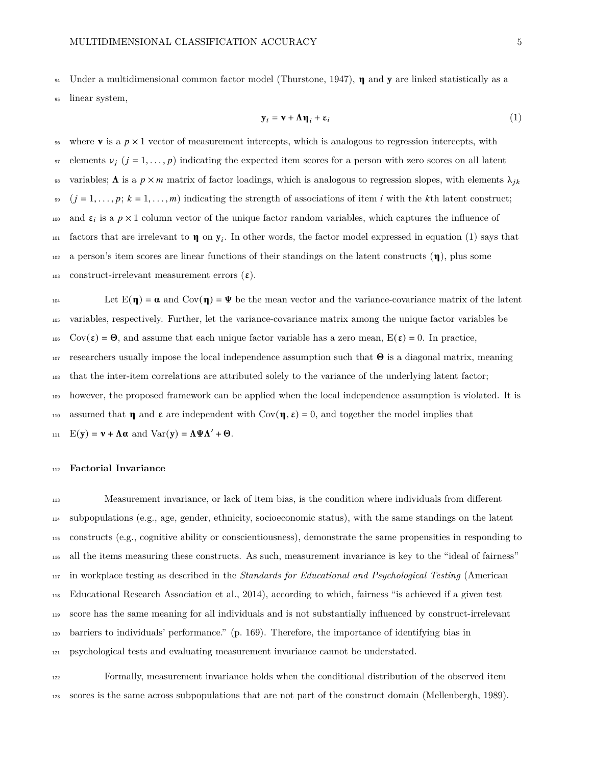Under a multidimensional common factor model (Thurstone, 1947), $\boldsymbol{\eta}$ and $\mathbf{y}$ are linked statistically as a linear system,

$$\mathbf{y}_i = \boldsymbol{\nu} + \boldsymbol{\Lambda}\boldsymbol{\eta}_i + \boldsymbol{\varepsilon}_i \tag{1}$$

where $\boldsymbol{\nu}$ is a $p \times 1$ vector of measurement intercepts, which is analogous to regression intercepts, with elements $\nu_j$ ($j = 1, \ldots, p$) indicating the expected item scores for a person with zero scores on all latent variables; $\boldsymbol{\Lambda}$ is a $p \times m$ matrix of factor loadings, which is analogous to regression slopes, with elements $\lambda_{jk}$ ($j = 1, \ldots, p$; $k = 1, \ldots, m$) indicating the strength of associations of item $i$ with the $k$th latent construct; and $\boldsymbol{\varepsilon}_i$ is a $p \times 1$ column vector of the unique factor random variables, which captures the influence of factors that are irrelevant to $\boldsymbol{\eta}$ on $\mathbf{y}_i$. In other words, the factor model expressed in equation (1) says that a person's item scores are linear functions of their standings on the latent constructs ($\boldsymbol{\eta}$), plus some construct-irrelevant measurement errors ($\boldsymbol{\varepsilon}$).

Let $\mathrm{E}(\boldsymbol{\eta}) = \boldsymbol{\alpha}$ and $\mathrm{Cov}(\boldsymbol{\eta}) = \boldsymbol{\Psi}$ be the mean vector and the variance-covariance matrix of the latent variables, respectively. Further, let the variance-covariance matrix among the unique factor variables be $\mathrm{Cov}(\boldsymbol{\varepsilon}) = \boldsymbol{\Theta}$, and assume that each unique factor variable has a zero mean, $\mathrm{E}(\boldsymbol{\varepsilon}) = 0$. In practice, researchers usually impose the local independence assumption such that $\boldsymbol{\Theta}$ is a diagonal matrix, meaning that the inter-item correlations are attributed solely to the variance of the underlying latent factor; however, the proposed framework can be applied when the local independence assumption is violated. It is assumed that $\boldsymbol{\eta}$ and $\boldsymbol{\varepsilon}$ are independent with $\mathrm{Cov}(\boldsymbol{\eta}, \boldsymbol{\varepsilon}) = 0$, and together the model implies that $\mathrm{E}(\mathbf{y}) = \boldsymbol{\nu} + \boldsymbol{\Lambda}\boldsymbol{\alpha}$ and $\mathrm{Var}(\mathbf{y}) = \boldsymbol{\Lambda}\boldsymbol{\Psi}\boldsymbol{\Lambda}' + \boldsymbol{\Theta}$.

## Factorial Invariance

Measurement invariance, or lack of item bias, is the condition where individuals from different subpopulations (e.g., age, gender, ethnicity, socioeconomic status), with the same standings on the latent constructs (e.g., cognitive ability or conscientiousness), demonstrate the same propensities in responding to all the items measuring these constructs. As such, measurement invariance is key to the "ideal of fairness" in workplace testing as described in the *Standards for Educational and Psychological Testing* (American Educational Research Association et al., 2014), according to which, fairness "is achieved if a given test score has the same meaning for all individuals and is not substantially influenced by construct-irrelevant barriers to individuals' performance." (p. 169). Therefore, the importance of identifying bias in psychological tests and evaluating measurement invariance cannot be understated.

Formally, measurement invariance holds when the conditional distribution of the observed item scores is the same across subpopulations that are not part of the construct domain (Mellenbergh, 1989).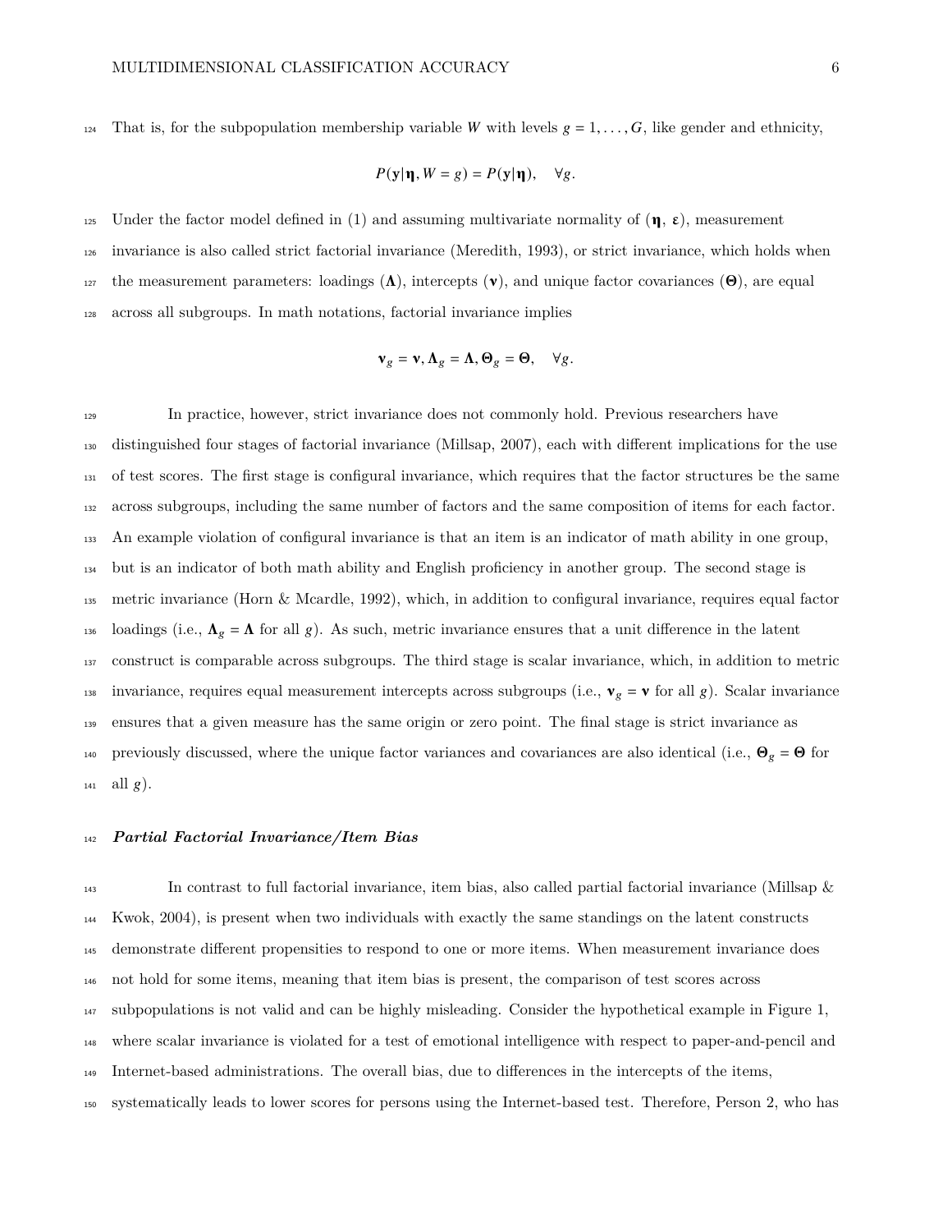That is, for the subpopulation membership variable $W$ with levels $g = 1, \ldots, G$, like gender and ethnicity,

$$P(\mathbf{y}|\boldsymbol{\eta}, W = g) = P(\mathbf{y}|\boldsymbol{\eta}), \quad \forall g.$$

Under the factor model defined in (1) and assuming multivariate normality of $(\boldsymbol{\eta},\ \boldsymbol{\varepsilon})$, measurement invariance is also called strict factorial invariance (Meredith, 1993), or strict invariance, which holds when the measurement parameters: loadings ($\boldsymbol{\Lambda}$), intercepts ($\boldsymbol{\nu}$), and unique factor covariances ($\boldsymbol{\Theta}$), are equal across all subgroups. In math notations, factorial invariance implies

$$\boldsymbol{\nu}_g = \boldsymbol{\nu}, \boldsymbol{\Lambda}_g = \boldsymbol{\Lambda}, \boldsymbol{\Theta}_g = \boldsymbol{\Theta}, \quad \forall g.$$

In practice, however, strict invariance does not commonly hold. Previous researchers have distinguished four stages of factorial invariance (Millsap, 2007), each with different implications for the use of test scores. The first stage is configural invariance, which requires that the factor structures be the same across subgroups, including the same number of factors and the same composition of items for each factor. An example violation of configural invariance is that an item is an indicator of math ability in one group, but is an indicator of both math ability and English proficiency in another group. The second stage is metric invariance (Horn & Mcardle, 1992), which, in addition to configural invariance, requires equal factor loadings (i.e., $\boldsymbol{\Lambda}_g = \boldsymbol{\Lambda}$ for all $g$). As such, metric invariance ensures that a unit difference in the latent construct is comparable across subgroups. The third stage is scalar invariance, which, in addition to metric invariance, requires equal measurement intercepts across subgroups (i.e., $\boldsymbol{\nu}_g = \boldsymbol{\nu}$ for all $g$). Scalar invariance ensures that a given measure has the same origin or zero point. The final stage is strict invariance as previously discussed, where the unique factor variances and covariances are also identical (i.e., $\boldsymbol{\Theta}_g = \boldsymbol{\Theta}$ for all $g$).

### *Partial Factorial Invariance/Item Bias*

In contrast to full factorial invariance, item bias, also called partial factorial invariance (Millsap & Kwok, 2004), is present when two individuals with exactly the same standings on the latent constructs demonstrate different propensities to respond to one or more items. When measurement invariance does not hold for some items, meaning that item bias is present, the comparison of test scores across subpopulations is not valid and can be highly misleading. Consider the hypothetical example in Figure 1, where scalar invariance is violated for a test of emotional intelligence with respect to paper-and-pencil and Internet-based administrations. The overall bias, due to differences in the intercepts of the items, systematically leads to lower scores for persons using the Internet-based test. Therefore, Person 2, who has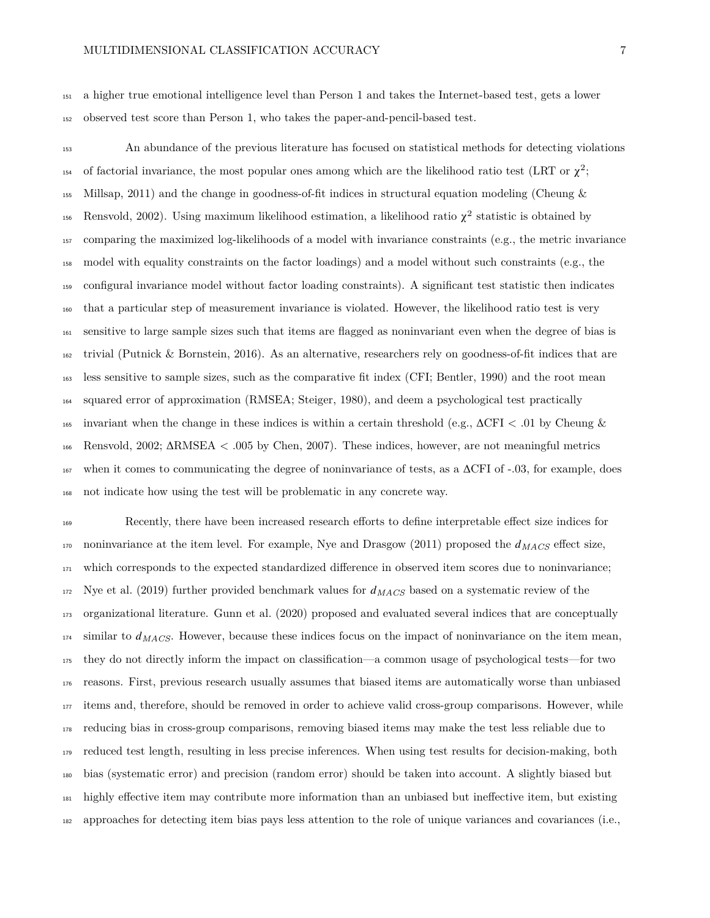a higher true emotional intelligence level than Person 1 and takes the Internet-based test, gets a lower observed test score than Person 1, who takes the paper-and-pencil-based test.

An abundance of the previous literature has focused on statistical methods for detecting violations of factorial invariance, the most popular ones among which are the likelihood ratio test (LRT or $\chi^2$; Millsap, 2011) and the change in goodness-of-fit indices in structural equation modeling (Cheung & Rensvold, 2002). Using maximum likelihood estimation, a likelihood ratio $\chi^2$ statistic is obtained by comparing the maximized log-likelihoods of a model with invariance constraints (e.g., the metric invariance model with equality constraints on the factor loadings) and a model without such constraints (e.g., the configural invariance model without factor loading constraints). A significant test statistic then indicates that a particular step of measurement invariance is violated. However, the likelihood ratio test is very sensitive to large sample sizes such that items are flagged as noninvariant even when the degree of bias is trivial (Putnick & Bornstein, 2016). As an alternative, researchers rely on goodness-of-fit indices that are less sensitive to sample sizes, such as the comparative fit index (CFI; Bentler, 1990) and the root mean squared error of approximation (RMSEA; Steiger, 1980), and deem a psychological test practically invariant when the change in these indices is within a certain threshold (e.g., $\Delta$CFI $< .01$ by Cheung & Rensvold, 2002; $\Delta$RMSEA $< .005$ by Chen, 2007). These indices, however, are not meaningful metrics when it comes to communicating the degree of noninvariance of tests, as a $\Delta$CFI of -.03, for example, does not indicate how using the test will be problematic in any concrete way.

Recently, there have been increased research efforts to define interpretable effect size indices for noninvariance at the item level. For example, Nye and Drasgow (2011) proposed the $d_{MACS}$ effect size, which corresponds to the expected standardized difference in observed item scores due to noninvariance; Nye et al. (2019) further provided benchmark values for $d_{MACS}$ based on a systematic review of the organizational literature. Gunn et al. (2020) proposed and evaluated several indices that are conceptually similar to $d_{MACS}$. However, because these indices focus on the impact of noninvariance on the item mean, they do not directly inform the impact on classification—a common usage of psychological tests—for two reasons. First, previous research usually assumes that biased items are automatically worse than unbiased items and, therefore, should be removed in order to achieve valid cross-group comparisons. However, while reducing bias in cross-group comparisons, removing biased items may make the test less reliable due to reduced test length, resulting in less precise inferences. When using test results for decision-making, both bias (systematic error) and precision (random error) should be taken into account. A slightly biased but highly effective item may contribute more information than an unbiased but ineffective item, but existing approaches for detecting item bias pays less attention to the role of unique variances and covariances (i.e.,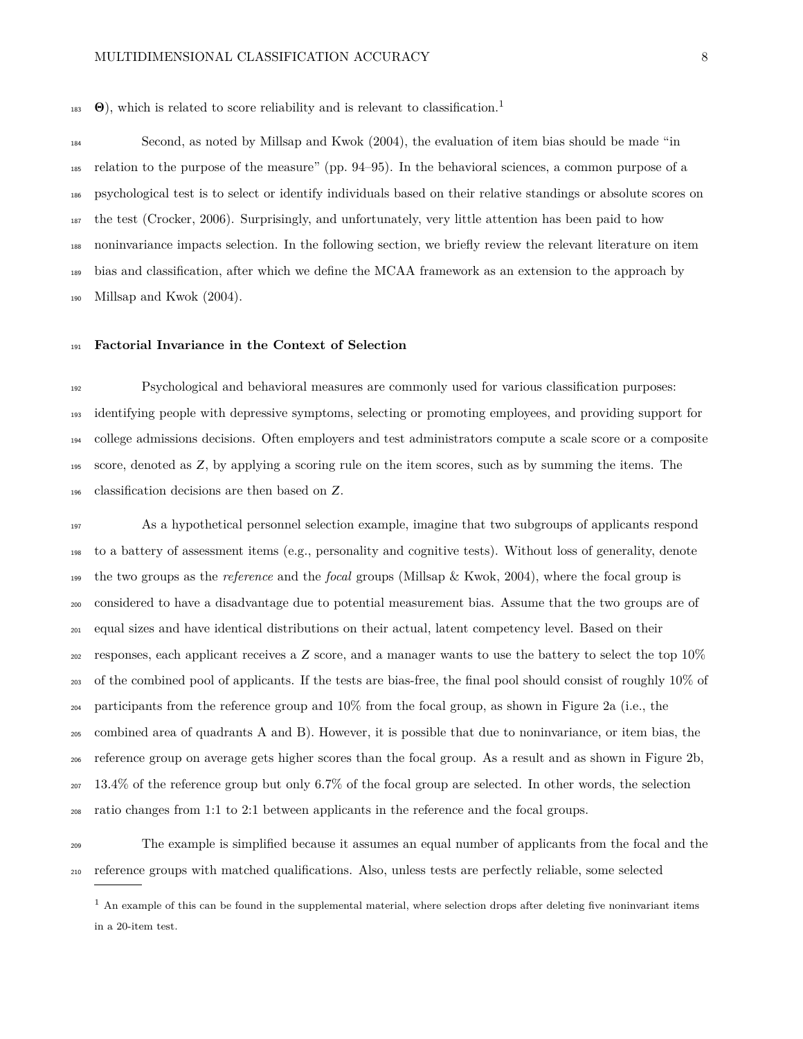$\boldsymbol{\Theta}$), which is related to score reliability and is relevant to classification.[1]

Second, as noted by Millsap and Kwok (2004), the evaluation of item bias should be made "in relation to the purpose of the measure" (pp. 94–95). In the behavioral sciences, a common purpose of a psychological test is to select or identify individuals based on their relative standings or absolute scores on the test (Crocker, 2006). Surprisingly, and unfortunately, very little attention has been paid to how noninvariance impacts selection. In the following section, we briefly review the relevant literature on item bias and classification, after which we define the MCAA framework as an extension to the approach by Millsap and Kwok (2004).

### Factorial Invariance in the Context of Selection

Psychological and behavioral measures are commonly used for various classification purposes: identifying people with depressive symptoms, selecting or promoting employees, and providing support for college admissions decisions. Often employers and test administrators compute a scale score or a composite score, denoted as $Z$, by applying a scoring rule on the item scores, such as by summing the items. The classification decisions are then based on $Z$.

As a hypothetical personnel selection example, imagine that two subgroups of applicants respond to a battery of assessment items (e.g., personality and cognitive tests). Without loss of generality, denote the two groups as the *reference* and the *focal* groups (Millsap & Kwok, 2004), where the focal group is considered to have a disadvantage due to potential measurement bias. Assume that the two groups are of equal sizes and have identical distributions on their actual, latent competency level. Based on their responses, each applicant receives a $Z$ score, and a manager wants to use the battery to select the top 10% of the combined pool of applicants. If the tests are bias-free, the final pool should consist of roughly 10% of participants from the reference group and 10% from the focal group, as shown in Figure 2a (i.e., the combined area of quadrants A and B). However, it is possible that due to noninvariance, or item bias, the reference group on average gets higher scores than the focal group. As a result and as shown in Figure 2b, 13.4% of the reference group but only 6.7% of the focal group are selected. In other words, the selection ratio changes from 1:1 to 2:1 between applicants in the reference and the focal groups.

The example is simplified because it assumes an equal number of applicants from the focal and the reference groups with matched qualifications. Also, unless tests are perfectly reliable, some selected

[1] An example of this can be found in the supplemental material, where selection drops after deleting five noninvariant items in a 20-item test.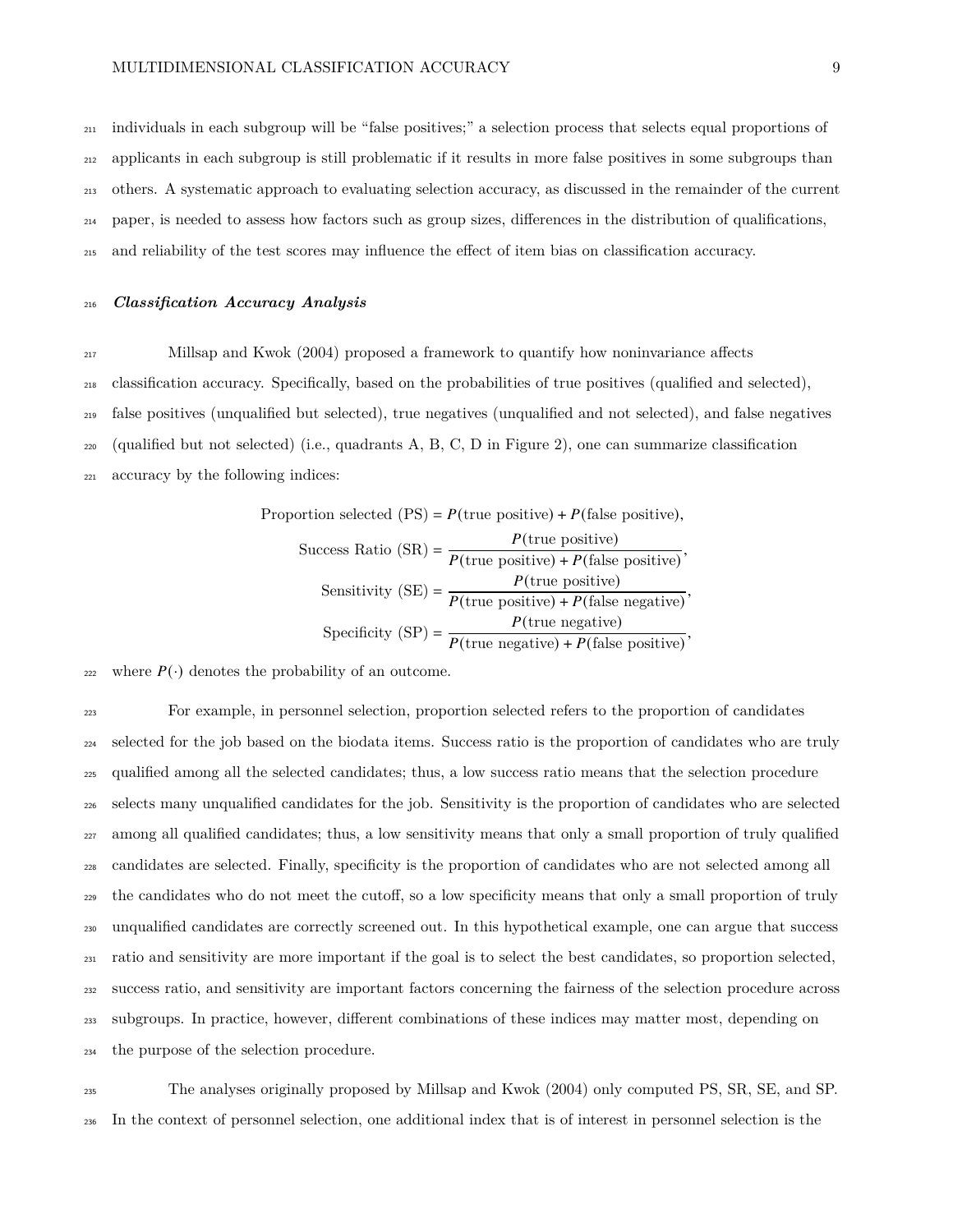individuals in each subgroup will be "false positives;" a selection process that selects equal proportions of applicants in each subgroup is still problematic if it results in more false positives in some subgroups than others. A systematic approach to evaluating selection accuracy, as discussed in the remainder of the current paper, is needed to assess how factors such as group sizes, differences in the distribution of qualifications, and reliability of the test scores may influence the effect of item bias on classification accuracy.

### *Classification Accuracy Analysis*

Millsap and Kwok (2004) proposed a framework to quantify how noninvariance affects classification accuracy. Specifically, based on the probabilities of true positives (qualified and selected), false positives (unqualified but selected), true negatives (unqualified and not selected), and false negatives (qualified but not selected) (i.e., quadrants A, B, C, D in Figure 2), one can summarize classification accuracy by the following indices:

$$
\begin{aligned}
\text{Proportion selected (PS)} &= P(\text{true positive}) + P(\text{false positive}), \\
\text{Success Ratio (SR)} &= \frac{P(\text{true positive})}{P(\text{true positive}) + P(\text{false positive})}, \\
\text{Sensitivity (SE)} &= \frac{P(\text{true positive})}{P(\text{true positive}) + P(\text{false negative})}, \\
\text{Specificity (SP)} &= \frac{P(\text{true negative})}{P(\text{true negative}) + P(\text{false positive})},
\end{aligned}
$$

where $P(\cdot)$ denotes the probability of an outcome.

For example, in personnel selection, proportion selected refers to the proportion of candidates selected for the job based on the biodata items. Success ratio is the proportion of candidates who are truly qualified among all the selected candidates; thus, a low success ratio means that the selection procedure selects many unqualified candidates for the job. Sensitivity is the proportion of candidates who are selected among all qualified candidates; thus, a low sensitivity means that only a small proportion of truly qualified candidates are selected. Finally, specificity is the proportion of candidates who are not selected among all the candidates who do not meet the cutoff, so a low specificity means that only a small proportion of truly unqualified candidates are correctly screened out. In this hypothetical example, one can argue that success ratio and sensitivity are more important if the goal is to select the best candidates, so proportion selected, success ratio, and sensitivity are important factors concerning the fairness of the selection procedure across subgroups. In practice, however, different combinations of these indices may matter most, depending on the purpose of the selection procedure.

The analyses originally proposed by Millsap and Kwok (2004) only computed PS, SR, SE, and SP. In the context of personnel selection, one additional index that is of interest in personnel selection is the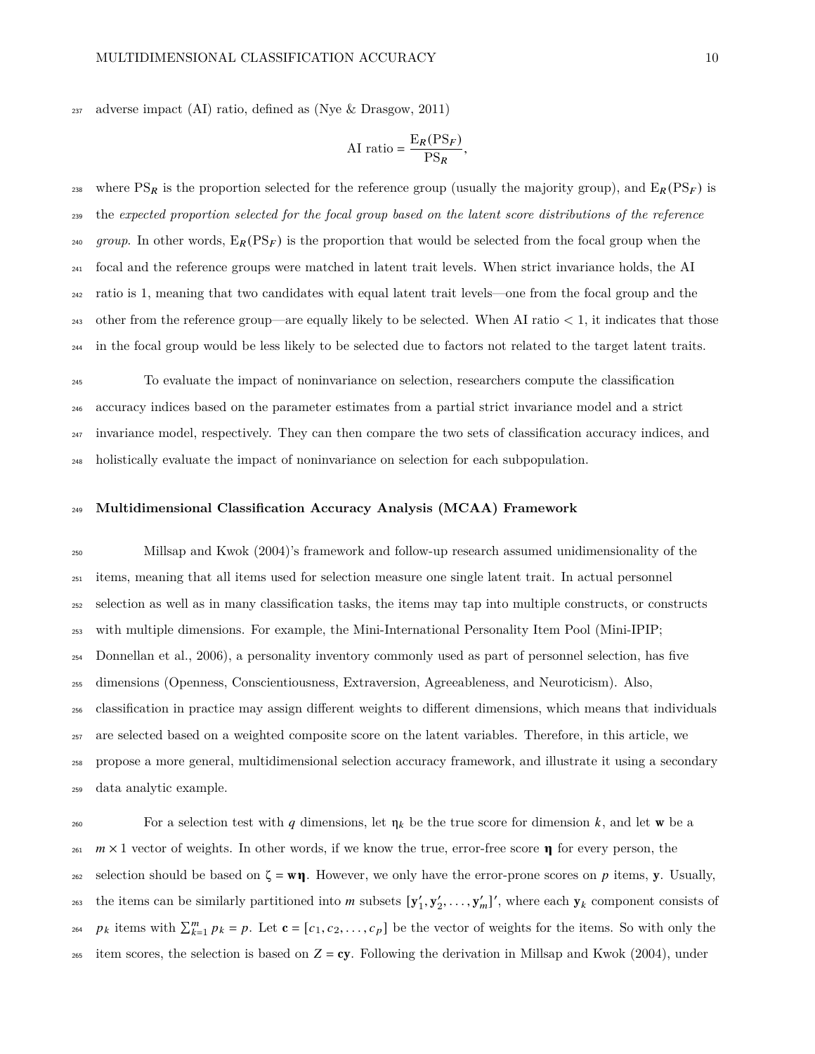adverse impact (AI) ratio, defined as (Nye & Drasgow, 2011)

$$\text{AI ratio} = \frac{\text{E}_R(\text{PS}_F)}{\text{PS}_R},$$

where $\text{PS}_R$ is the proportion selected for the reference group (usually the majority group), and $\text{E}_R(\text{PS}_F)$ is the *expected proportion selected for the focal group based on the latent score distributions of the reference group*. In other words, $\text{E}_R(\text{PS}_F)$ is the proportion that would be selected from the focal group when the focal and the reference groups were matched in latent trait levels. When strict invariance holds, the AI ratio is 1, meaning that two candidates with equal latent trait levels—one from the focal group and the other from the reference group—are equally likely to be selected. When AI ratio $< 1$, it indicates that those in the focal group would be less likely to be selected due to factors not related to the target latent traits.

To evaluate the impact of noninvariance on selection, researchers compute the classification accuracy indices based on the parameter estimates from a partial strict invariance model and a strict invariance model, respectively. They can then compare the two sets of classification accuracy indices, and holistically evaluate the impact of noninvariance on selection for each subpopulation.

## Multidimensional Classification Accuracy Analysis (MCAA) Framework

Millsap and Kwok (2004)'s framework and follow-up research assumed unidimensionality of the items, meaning that all items used for selection measure one single latent trait. In actual personnel selection as well as in many classification tasks, the items may tap into multiple constructs, or constructs with multiple dimensions. For example, the Mini-International Personality Item Pool (Mini-IPIP; Donnellan et al., 2006), a personality inventory commonly used as part of personnel selection, has five dimensions (Openness, Conscientiousness, Extraversion, Agreeableness, and Neuroticism). Also, classification in practice may assign different weights to different dimensions, which means that individuals are selected based on a weighted composite score on the latent variables. Therefore, in this article, we propose a more general, multidimensional selection accuracy framework, and illustrate it using a secondary data analytic example.

For a selection test with $q$ dimensions, let $\boldsymbol{\eta}_k$ be the true score for dimension $k$, and let $\mathbf{w}$ be a $m \times 1$ vector of weights. In other words, if we know the true, error-free score $\boldsymbol{\eta}$ for every person, the selection should be based on $\zeta = \mathbf{w}\boldsymbol{\eta}$. However, we only have the error-prone scores on $p$ items, $\mathbf{y}$. Usually, the items can be similarly partitioned into $m$ subsets $[\mathbf{y}_1', \mathbf{y}_2', \ldots, \mathbf{y}_m']'$, where each $\mathbf{y}_k$ component consists of $p_k$ items with $\sum_{k=1}^{m} p_k = p$. Let $\mathbf{c} = [c_1, c_2, \ldots, c_p]$ be the vector of weights for the items. So with only the item scores, the selection is based on $Z = \mathbf{cy}$. Following the derivation in Millsap and Kwok (2004), under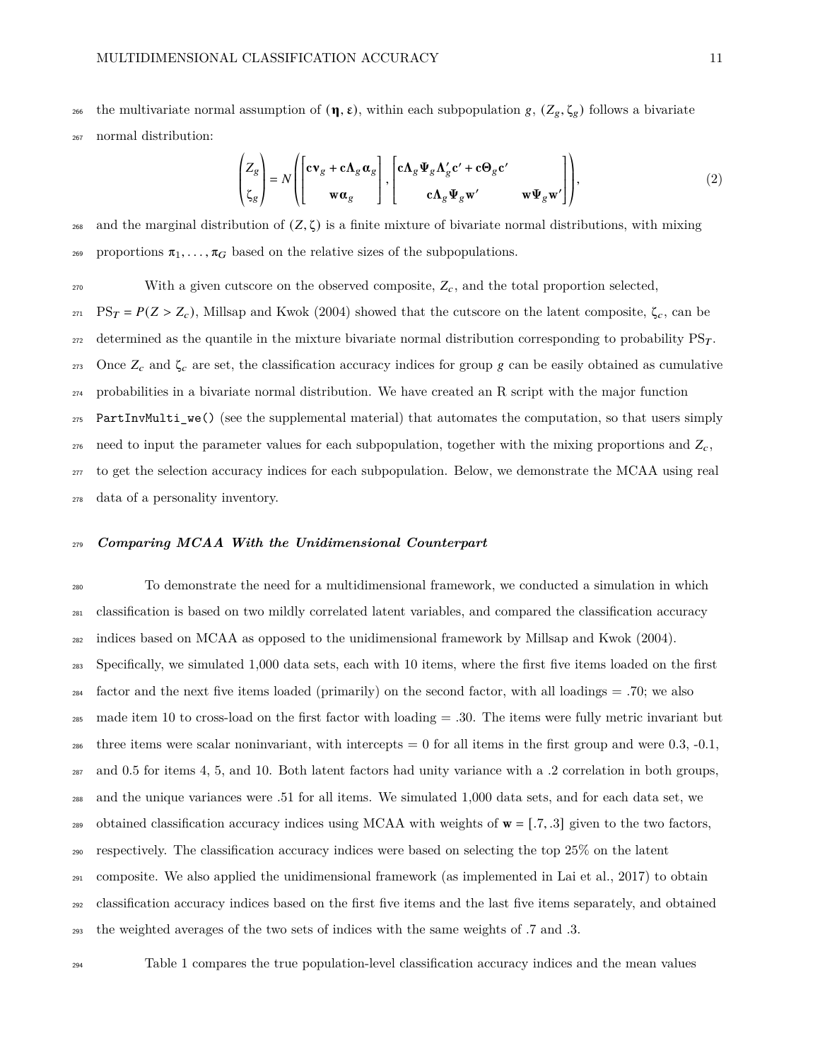the multivariate normal assumption of $(\boldsymbol{\eta}, \boldsymbol{\varepsilon})$, within each subpopulation $g$, $(Z_g, \zeta_g)$ follows a bivariate normal distribution:

$$\begin{pmatrix} Z_g \\ \zeta_g \end{pmatrix} = N\left(\begin{bmatrix} \mathbf{c}\boldsymbol{\nu}_g + \mathbf{c}\boldsymbol{\Lambda}_g\boldsymbol{\alpha}_g \\ \mathbf{w}\boldsymbol{\alpha}_g \end{bmatrix}, \begin{bmatrix} \mathbf{c}\boldsymbol{\Lambda}_g\boldsymbol{\Psi}_g\boldsymbol{\Lambda}_g'\mathbf{c}' + \mathbf{c}\boldsymbol{\Theta}_g\mathbf{c}' & \\ \mathbf{c}\boldsymbol{\Lambda}_g\boldsymbol{\Psi}_g\mathbf{w}' & \mathbf{w}\boldsymbol{\Psi}_g\mathbf{w}' \end{bmatrix}\right), \tag{2}$$

and the marginal distribution of $(Z, \zeta)$ is a finite mixture of bivariate normal distributions, with mixing proportions $\pi_1, \ldots, \pi_G$ based on the relative sizes of the subpopulations.

With a given cutscore on the observed composite, $Z_c$, and the total proportion selected, $\text{PS}_T = P(Z > Z_c)$, Millsap and Kwok (2004) showed that the cutscore on the latent composite, $\zeta_c$, can be determined as the quantile in the mixture bivariate normal distribution corresponding to probability $\text{PS}_T$. Once $Z_c$ and $\zeta_c$ are set, the classification accuracy indices for group $g$ can be easily obtained as cumulative probabilities in a bivariate normal distribution. We have created an R script with the major function `PartInvMulti_we()` (see the supplemental material) that automates the computation, so that users simply need to input the parameter values for each subpopulation, together with the mixing proportions and $Z_c$, to get the selection accuracy indices for each subpopulation. Below, we demonstrate the MCAA using real data of a personality inventory.

### *Comparing MCAA With the Unidimensional Counterpart*

To demonstrate the need for a multidimensional framework, we conducted a simulation in which classification is based on two mildly correlated latent variables, and compared the classification accuracy indices based on MCAA as opposed to the unidimensional framework by Millsap and Kwok (2004). Specifically, we simulated 1,000 data sets, each with 10 items, where the first five items loaded on the first factor and the next five items loaded (primarily) on the second factor, with all loadings = .70; we also made item 10 to cross-load on the first factor with loading = .30. The items were fully metric invariant but three items were scalar noninvariant, with intercepts = 0 for all items in the first group and were 0.3, -0.1, and 0.5 for items 4, 5, and 10. Both latent factors had unity variance with a .2 correlation in both groups, and the unique variances were .51 for all items. We simulated 1,000 data sets, and for each data set, we obtained classification accuracy indices using MCAA with weights of $\mathbf{w} = [.7, .3]$ given to the two factors, respectively. The classification accuracy indices were based on selecting the top 25% on the latent composite. We also applied the unidimensional framework (as implemented in Lai et al., 2017) to obtain classification accuracy indices based on the first five items and the last five items separately, and obtained the weighted averages of the two sets of indices with the same weights of .7 and .3.

Table 1 compares the true population-level classification accuracy indices and the mean values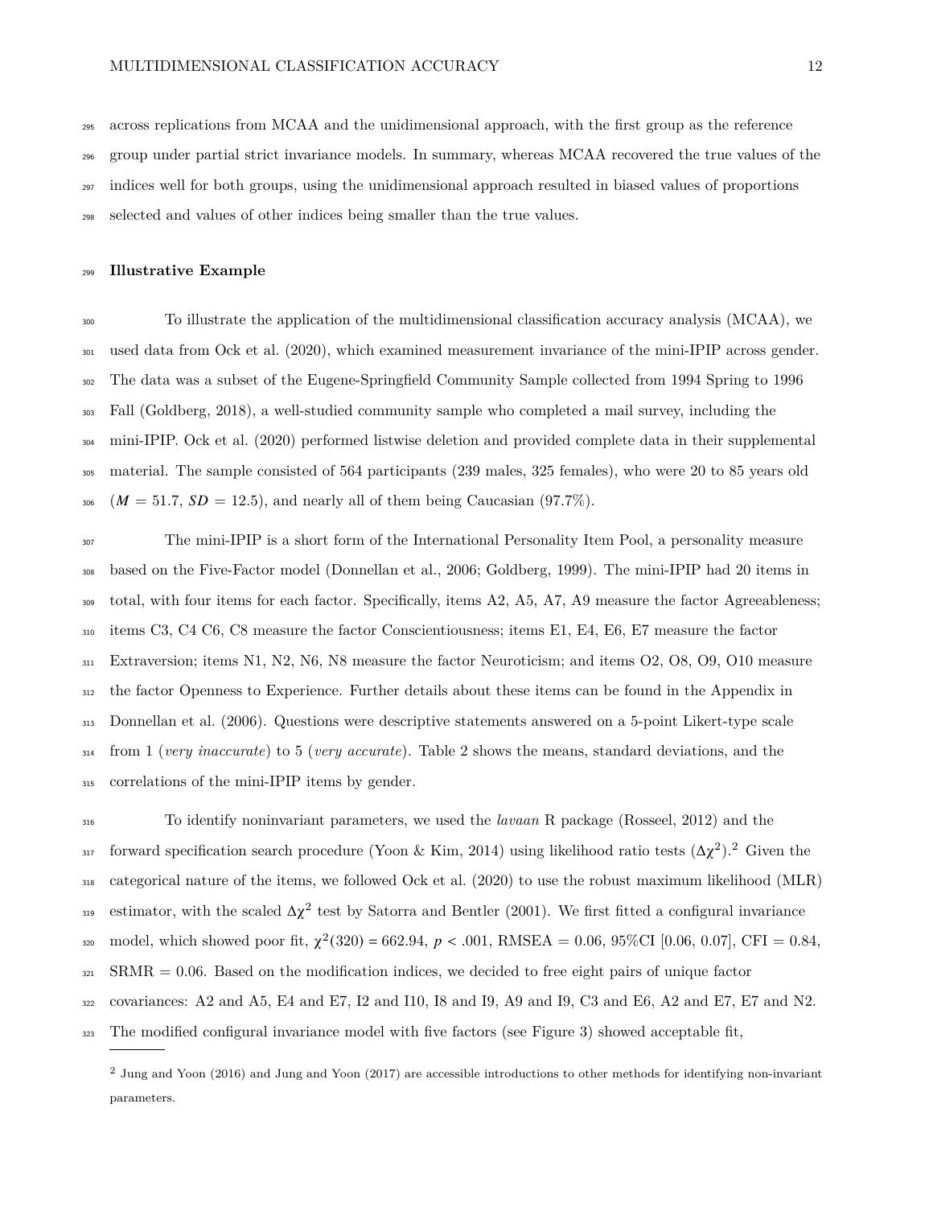across replications from MCAA and the unidimensional approach, with the first group as the reference group under partial strict invariance models. In summary, whereas MCAA recovered the true values of the indices well for both groups, using the unidimensional approach resulted in biased values of proportions selected and values of other indices being smaller than the true values.

## Illustrative Example

To illustrate the application of the multidimensional classification accuracy analysis (MCAA), we used data from Ock et al. (2020), which examined measurement invariance of the mini-IPIP across gender. The data was a subset of the Eugene-Springfield Community Sample collected from 1994 Spring to 1996 Fall (Goldberg, 2018), a well-studied community sample who completed a mail survey, including the mini-IPIP. Ock et al. (2020) performed listwise deletion and provided complete data in their supplemental material. The sample consisted of 564 participants (239 males, 325 females), who were 20 to 85 years old ($M$ = 51.7, $SD$ = 12.5), and nearly all of them being Caucasian (97.7%).

The mini-IPIP is a short form of the International Personality Item Pool, a personality measure based on the Five-Factor model (Donnellan et al., 2006; Goldberg, 1999). The mini-IPIP had 20 items in total, with four items for each factor. Specifically, items A2, A5, A7, A9 measure the factor Agreeableness; items C3, C4 C6, C8 measure the factor Conscientiousness; items E1, E4, E6, E7 measure the factor Extraversion; items N1, N2, N6, N8 measure the factor Neuroticism; and items O2, O8, O9, O10 measure the factor Openness to Experience. Further details about these items can be found in the Appendix in Donnellan et al. (2006). Questions were descriptive statements answered on a 5-point Likert-type scale from 1 (*very inaccurate*) to 5 (*very accurate*). Table 2 shows the means, standard deviations, and the correlations of the mini-IPIP items by gender.

To identify noninvariant parameters, we used the *lavaan* R package (Rosseel, 2012) and the forward specification search procedure (Yoon & Kim, 2014) using likelihood ratio tests ($\Delta\chi^2$).[2] Given the categorical nature of the items, we followed Ock et al. (2020) to use the robust maximum likelihood (MLR) estimator, with the scaled $\Delta\chi^2$ test by Satorra and Bentler (2001). We first fitted a configural invariance model, which showed poor fit, $\chi^2(320) = 662.94$, $p < .001$, RMSEA = 0.06, 95%CI [0.06, 0.07], CFI = 0.84, SRMR = 0.06. Based on the modification indices, we decided to free eight pairs of unique factor covariances: A2 and A5, E4 and E7, I2 and I10, I8 and I9, A9 and I9, C3 and E6, A2 and E7, E7 and N2. The modified configural invariance model with five factors (see Figure 3) showed acceptable fit,

[2] Jung and Yoon (2016) and Jung and Yoon (2017) are accessible introductions to other methods for identifying non-invariant parameters.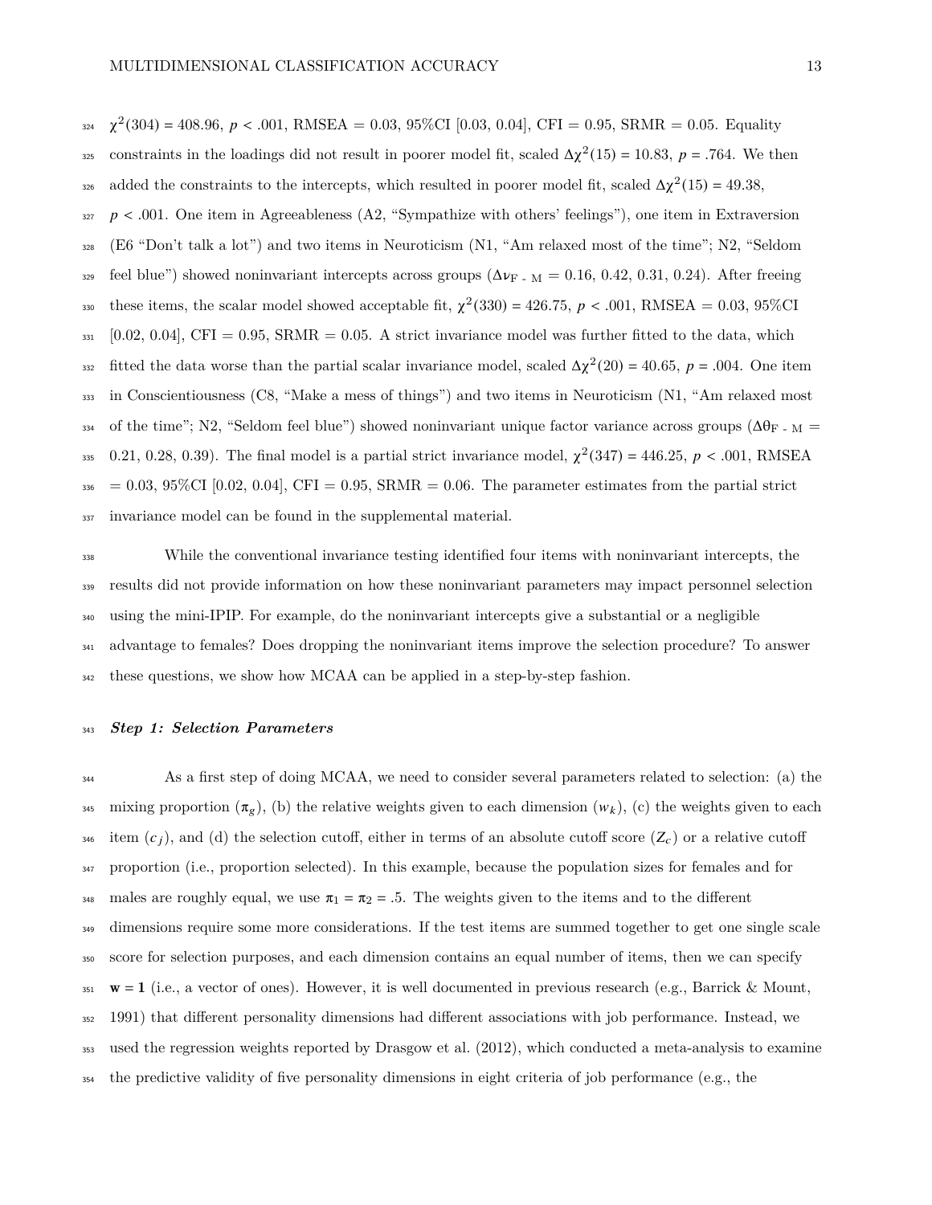$\chi^2(304) = 408.96$, $p < .001$, RMSEA = 0.03, 95%CI [0.03, 0.04], CFI = 0.95, SRMR = 0.05. Equality constraints in the loadings did not result in poorer model fit, scaled $\Delta\chi^2(15) = 10.83$, $p = .764$. We then added the constraints to the intercepts, which resulted in poorer model fit, scaled $\Delta\chi^2(15) = 49.38$, $p < .001$. One item in Agreeableness (A2, "Sympathize with others' feelings"), one item in Extraversion (E6 "Don't talk a lot") and two items in Neuroticism (N1, "Am relaxed most of the time"; N2, "Seldom feel blue") showed noninvariant intercepts across groups ($\Delta\nu_{\text{F - M}}$ = 0.16, 0.42, 0.31, 0.24). After freeing these items, the scalar model showed acceptable fit, $\chi^2(330) = 426.75$, $p < .001$, RMSEA = 0.03, 95%CI [0.02, 0.04], CFI = 0.95, SRMR = 0.05. A strict invariance model was further fitted to the data, which fitted the data worse than the partial scalar invariance model, scaled $\Delta\chi^2(20) = 40.65$, $p = .004$. One item in Conscientiousness (C8, "Make a mess of things") and two items in Neuroticism (N1, "Am relaxed most of the time"; N2, "Seldom feel blue") showed noninvariant unique factor variance across groups ($\Delta\theta_{\text{F - M}}$ = 0.21, 0.28, 0.39). The final model is a partial strict invariance model, $\chi^2(347) = 446.25$, $p < .001$, RMSEA = 0.03, 95%CI [0.02, 0.04], CFI = 0.95, SRMR = 0.06. The parameter estimates from the partial strict invariance model can be found in the supplemental material.

While the conventional invariance testing identified four items with noninvariant intercepts, the results did not provide information on how these noninvariant parameters may impact personnel selection using the mini-IPIP. For example, do the noninvariant intercepts give a substantial or a negligible advantage to females? Does dropping the noninvariant items improve the selection procedure? To answer these questions, we show how MCAA can be applied in a step-by-step fashion.

### ***Step 1: Selection Parameters***

As a first step of doing MCAA, we need to consider several parameters related to selection: (a) the mixing proportion ($\pi_g$), (b) the relative weights given to each dimension ($w_k$), (c) the weights given to each item ($c_j$), and (d) the selection cutoff, either in terms of an absolute cutoff score ($Z_c$) or a relative cutoff proportion (i.e., proportion selected). In this example, because the population sizes for females and for males are roughly equal, we use $\pi_1 = \pi_2 = .5$. The weights given to the items and to the different dimensions require some more considerations. If the test items are summed together to get one single scale score for selection purposes, and each dimension contains an equal number of items, then we can specify $\mathbf{w} = \mathbf{1}$ (i.e., a vector of ones). However, it is well documented in previous research (e.g., Barrick & Mount, 1991) that different personality dimensions had different associations with job performance. Instead, we used the regression weights reported by Drasgow et al. (2012), which conducted a meta-analysis to examine the predictive validity of five personality dimensions in eight criteria of job performance (e.g., the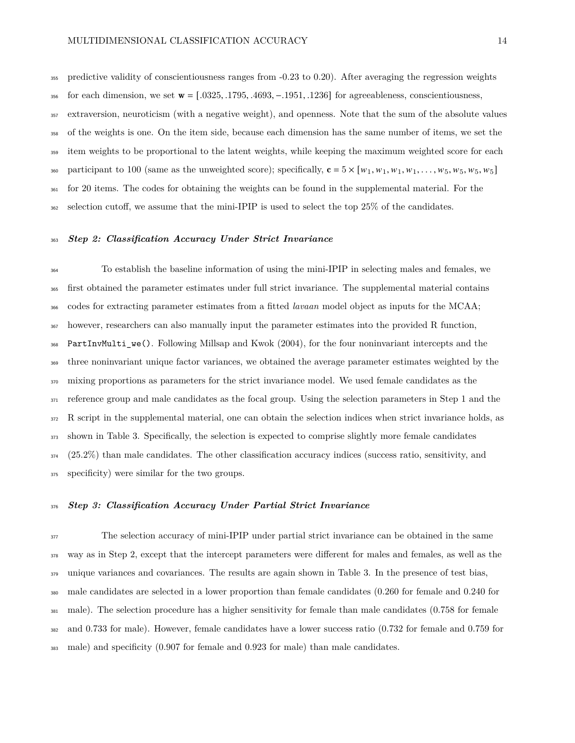predictive validity of conscientiousness ranges from -0.23 to 0.20). After averaging the regression weights for each dimension, we set $\mathbf{w} = [.0325, .1795, .4693, -.1951, .1236]$ for agreeableness, conscientiousness, extraversion, neuroticism (with a negative weight), and openness. Note that the sum of the absolute values of the weights is one. On the item side, because each dimension has the same number of items, we set the item weights to be proportional to the latent weights, while keeping the maximum weighted score for each participant to 100 (same as the unweighted score); specifically, $\mathbf{c} = 5 \times [w_1, w_1, w_1, w_1, \ldots, w_5, w_5, w_5, w_5]$ for 20 items. The codes for obtaining the weights can be found in the supplemental material. For the selection cutoff, we assume that the mini-IPIP is used to select the top 25% of the candidates.

### *Step 2: Classification Accuracy Under Strict Invariance*

To establish the baseline information of using the mini-IPIP in selecting males and females, we first obtained the parameter estimates under full strict invariance. The supplemental material contains codes for extracting parameter estimates from a fitted *lavaan* model object as inputs for the MCAA; however, researchers can also manually input the parameter estimates into the provided R function, `PartInvMulti_we()`. Following Millsap and Kwok (2004), for the four noninvariant intercepts and the three noninvariant unique factor variances, we obtained the average parameter estimates weighted by the mixing proportions as parameters for the strict invariance model. We used female candidates as the reference group and male candidates as the focal group. Using the selection parameters in Step 1 and the R script in the supplemental material, one can obtain the selection indices when strict invariance holds, as shown in Table 3. Specifically, the selection is expected to comprise slightly more female candidates (25.2%) than male candidates. The other classification accuracy indices (success ratio, sensitivity, and specificity) were similar for the two groups.

### *Step 3: Classification Accuracy Under Partial Strict Invariance*

The selection accuracy of mini-IPIP under partial strict invariance can be obtained in the same way as in Step 2, except that the intercept parameters were different for males and females, as well as the unique variances and covariances. The results are again shown in Table 3. In the presence of test bias, male candidates are selected in a lower proportion than female candidates (0.260 for female and 0.240 for male). The selection procedure has a higher sensitivity for female than male candidates (0.758 for female and 0.733 for male). However, female candidates have a lower success ratio (0.732 for female and 0.759 for male) and specificity (0.907 for female and 0.923 for male) than male candidates.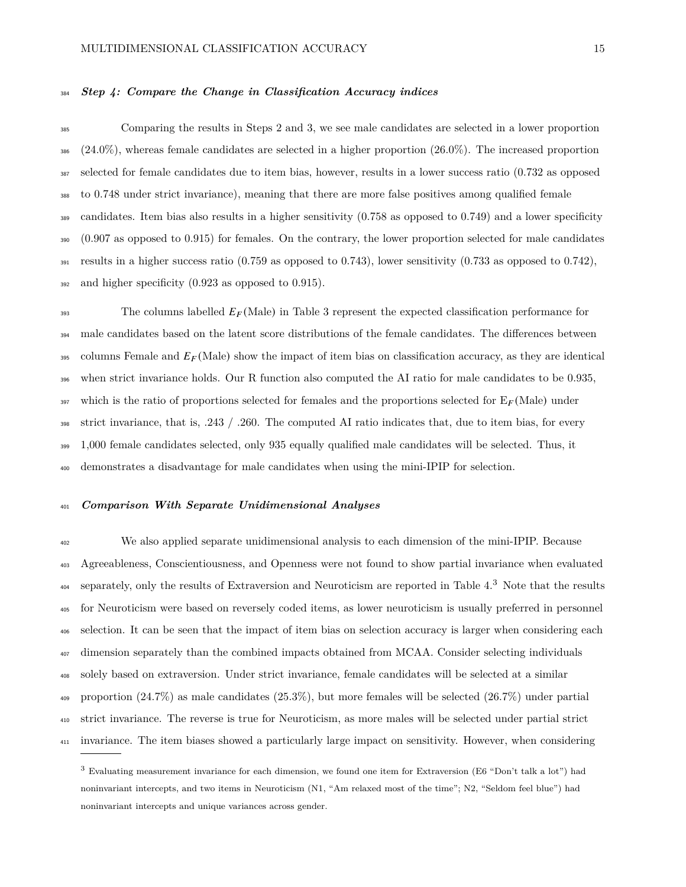### *Step 4: Compare the Change in Classification Accuracy indices*

Comparing the results in Steps 2 and 3, we see male candidates are selected in a lower proportion (24.0%), whereas female candidates are selected in a higher proportion (26.0%). The increased proportion selected for female candidates due to item bias, however, results in a lower success ratio (0.732 as opposed to 0.748 under strict invariance), meaning that there are more false positives among qualified female candidates. Item bias also results in a higher sensitivity (0.758 as opposed to 0.749) and a lower specificity (0.907 as opposed to 0.915) for females. On the contrary, the lower proportion selected for male candidates results in a higher success ratio (0.759 as opposed to 0.743), lower sensitivity (0.733 as opposed to 0.742), and higher specificity (0.923 as opposed to 0.915).

The columns labelled $E_F$(Male) in Table 3 represent the expected classification performance for male candidates based on the latent score distributions of the female candidates. The differences between columns Female and $E_F$(Male) show the impact of item bias on classification accuracy, as they are identical when strict invariance holds. Our R function also computed the AI ratio for male candidates to be 0.935, which is the ratio of proportions selected for females and the proportions selected for $E_F$(Male) under strict invariance, that is, .243 / .260. The computed AI ratio indicates that, due to item bias, for every 1,000 female candidates selected, only 935 equally qualified male candidates will be selected. Thus, it demonstrates a disadvantage for male candidates when using the mini-IPIP for selection.

### *Comparison With Separate Unidimensional Analyses*

We also applied separate unidimensional analysis to each dimension of the mini-IPIP. Because Agreeableness, Conscientiousness, and Openness were not found to show partial invariance when evaluated separately, only the results of Extraversion and Neuroticism are reported in Table 4.[3] Note that the results for Neuroticism were based on reversely coded items, as lower neuroticism is usually preferred in personnel selection. It can be seen that the impact of item bias on selection accuracy is larger when considering each dimension separately than the combined impacts obtained from MCAA. Consider selecting individuals solely based on extraversion. Under strict invariance, female candidates will be selected at a similar proportion (24.7%) as male candidates (25.3%), but more females will be selected (26.7%) under partial strict invariance. The reverse is true for Neuroticism, as more males will be selected under partial strict invariance. The item biases showed a particularly large impact on sensitivity. However, when considering

[3] Evaluating measurement invariance for each dimension, we found one item for Extraversion (E6 "Don't talk a lot") had noninvariant intercepts, and two items in Neuroticism (N1, "Am relaxed most of the time"; N2, "Seldom feel blue") had noninvariant intercepts and unique variances across gender.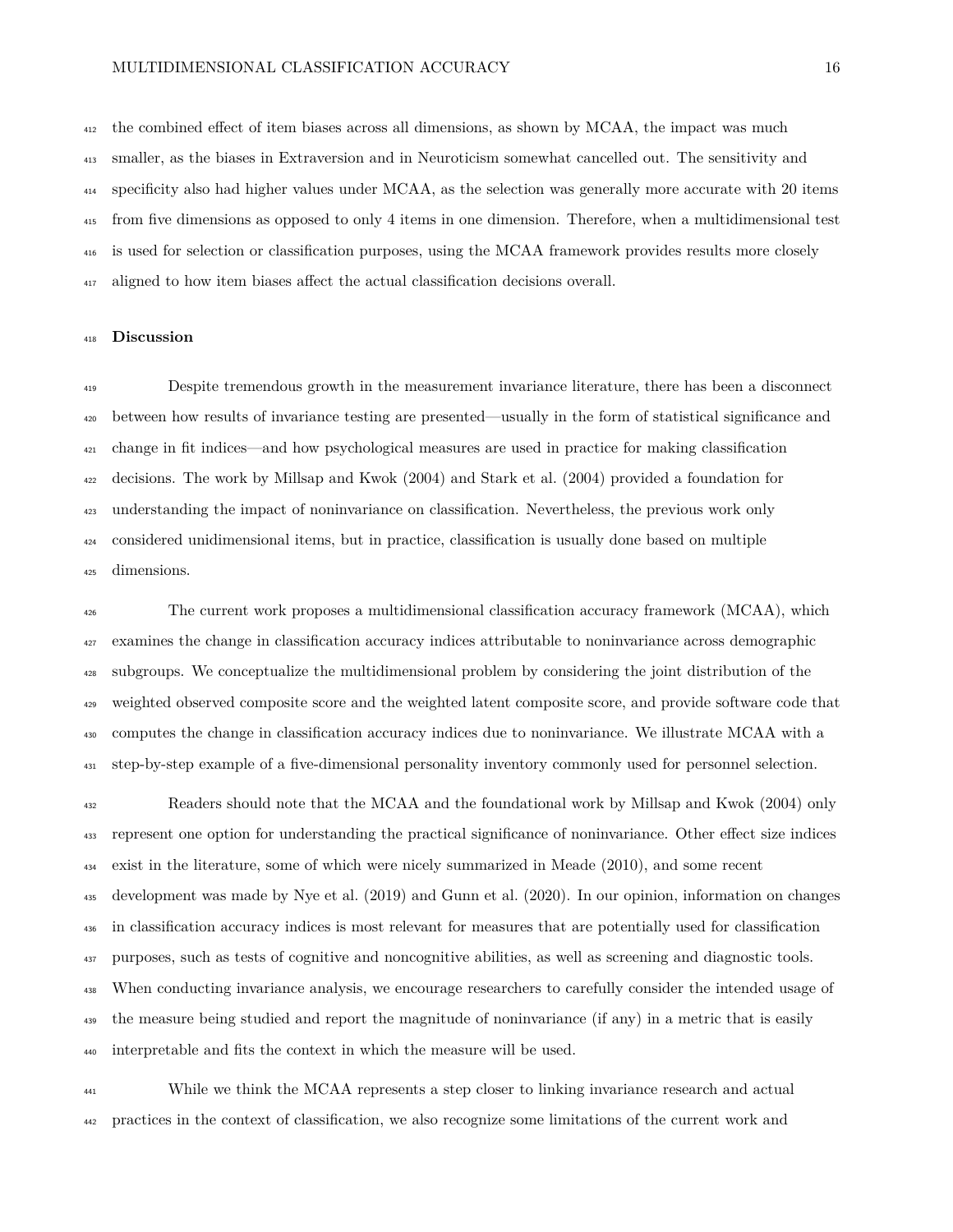the combined effect of item biases across all dimensions, as shown by MCAA, the impact was much smaller, as the biases in Extraversion and in Neuroticism somewhat cancelled out. The sensitivity and specificity also had higher values under MCAA, as the selection was generally more accurate with 20 items from five dimensions as opposed to only 4 items in one dimension. Therefore, when a multidimensional test is used for selection or classification purposes, using the MCAA framework provides results more closely aligned to how item biases affect the actual classification decisions overall.

## Discussion

Despite tremendous growth in the measurement invariance literature, there has been a disconnect between how results of invariance testing are presented—usually in the form of statistical significance and change in fit indices—and how psychological measures are used in practice for making classification decisions. The work by Millsap and Kwok (2004) and Stark et al. (2004) provided a foundation for understanding the impact of noninvariance on classification. Nevertheless, the previous work only considered unidimensional items, but in practice, classification is usually done based on multiple dimensions.

The current work proposes a multidimensional classification accuracy framework (MCAA), which examines the change in classification accuracy indices attributable to noninvariance across demographic subgroups. We conceptualize the multidimensional problem by considering the joint distribution of the weighted observed composite score and the weighted latent composite score, and provide software code that computes the change in classification accuracy indices due to noninvariance. We illustrate MCAA with a step-by-step example of a five-dimensional personality inventory commonly used for personnel selection.

Readers should note that the MCAA and the foundational work by Millsap and Kwok (2004) only represent one option for understanding the practical significance of noninvariance. Other effect size indices exist in the literature, some of which were nicely summarized in Meade (2010), and some recent development was made by Nye et al. (2019) and Gunn et al. (2020). In our opinion, information on changes in classification accuracy indices is most relevant for measures that are potentially used for classification purposes, such as tests of cognitive and noncognitive abilities, as well as screening and diagnostic tools. When conducting invariance analysis, we encourage researchers to carefully consider the intended usage of the measure being studied and report the magnitude of noninvariance (if any) in a metric that is easily interpretable and fits the context in which the measure will be used.

While we think the MCAA represents a step closer to linking invariance research and actual practices in the context of classification, we also recognize some limitations of the current work and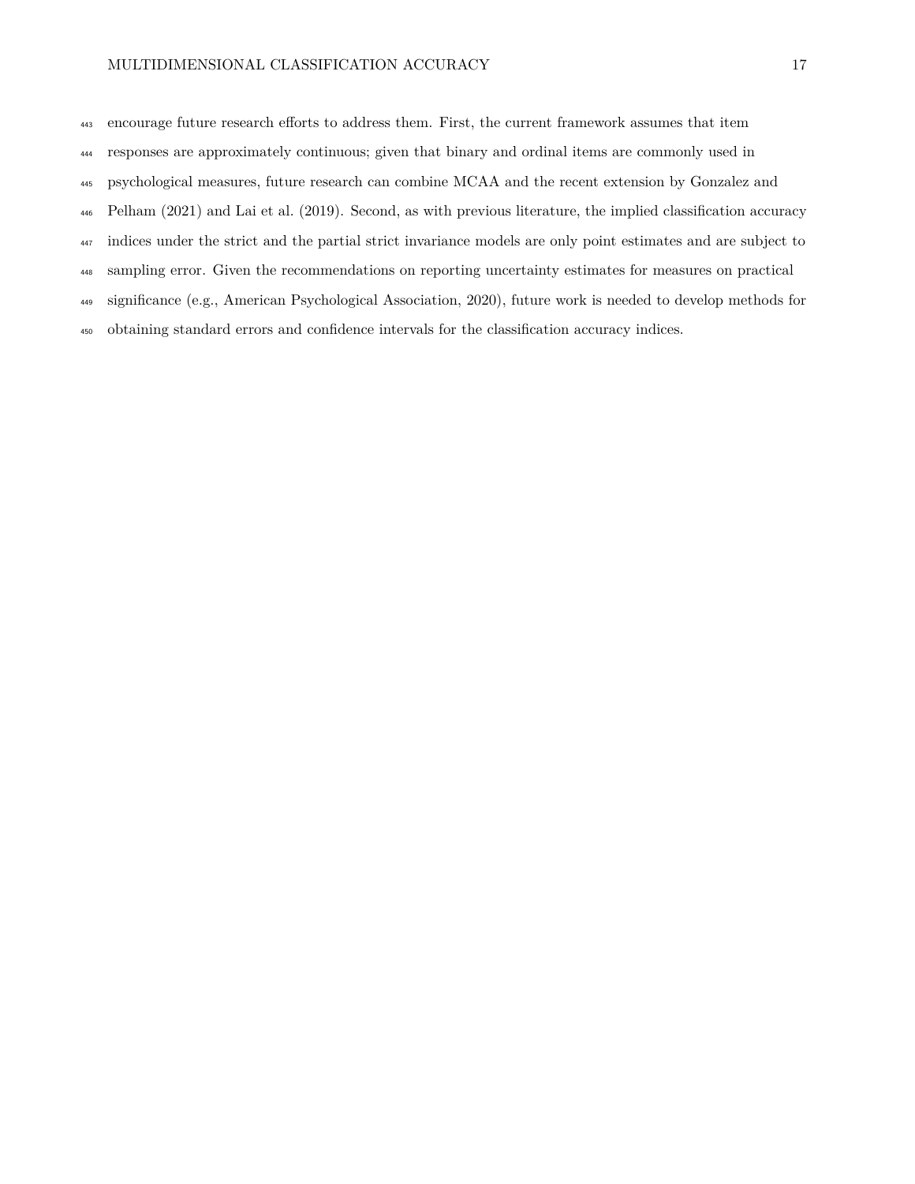encourage future research efforts to address them. First, the current framework assumes that item responses are approximately continuous; given that binary and ordinal items are commonly used in psychological measures, future research can combine MCAA and the recent extension by Gonzalez and Pelham (2021) and Lai et al. (2019). Second, as with previous literature, the implied classification accuracy indices under the strict and the partial strict invariance models are only point estimates and are subject to sampling error. Given the recommendations on reporting uncertainty estimates for measures on practical significance (e.g., American Psychological Association, 2020), future work is needed to develop methods for obtaining standard errors and confidence intervals for the classification accuracy indices.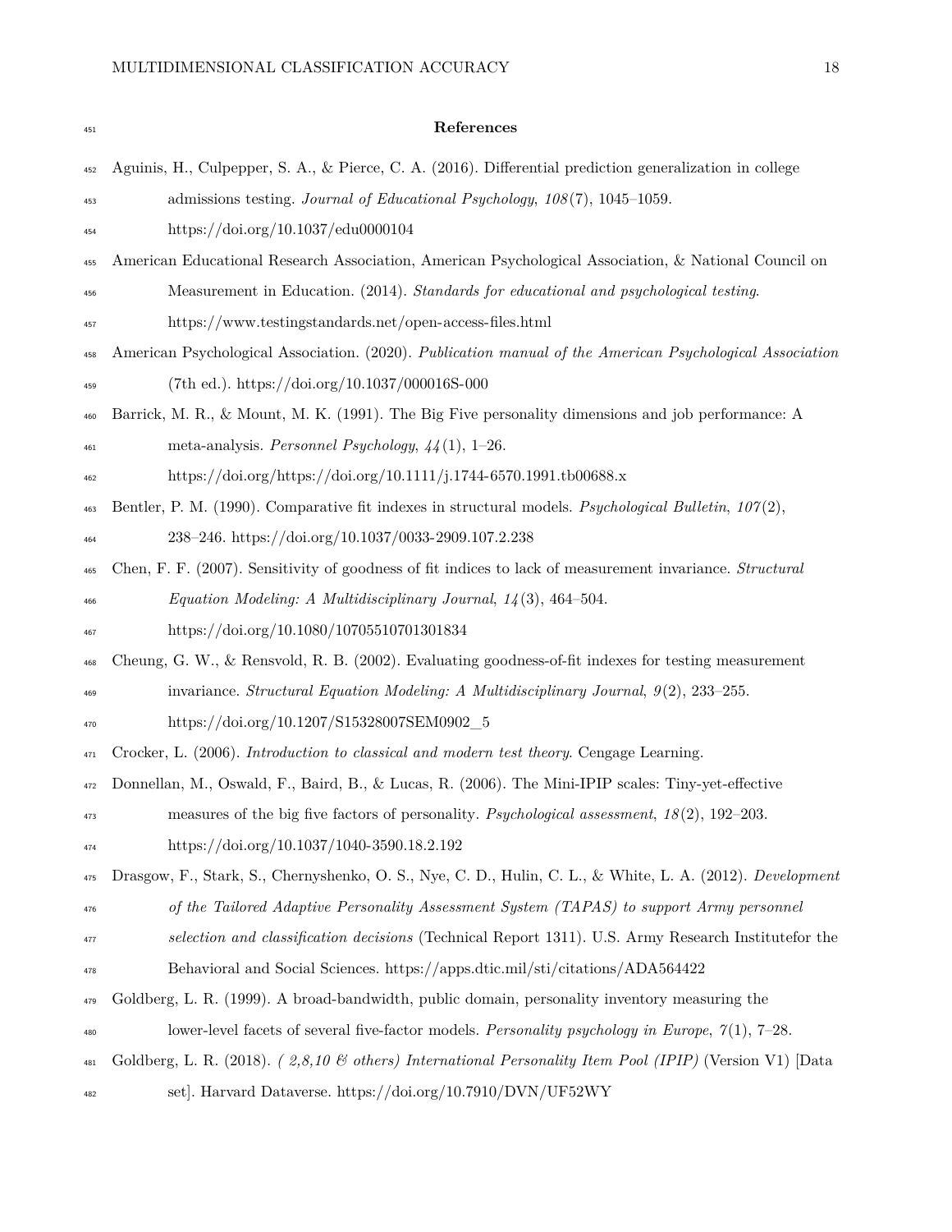# References

Aguinis, H., Culpepper, S. A., & Pierce, C. A. (2016). Differential prediction generalization in college admissions testing. *Journal of Educational Psychology*, *108*(7), 1045–1059. https://doi.org/10.1037/edu0000104

American Educational Research Association, American Psychological Association, & National Council on Measurement in Education. (2014). *Standards for educational and psychological testing*. https://www.testingstandards.net/open-access-files.html

American Psychological Association. (2020). *Publication manual of the American Psychological Association* (7th ed.). https://doi.org/10.1037/000016S-000

Barrick, M. R., & Mount, M. K. (1991). The Big Five personality dimensions and job performance: A meta-analysis. *Personnel Psychology*, *44*(1), 1–26. https://doi.org/https://doi.org/10.1111/j.1744-6570.1991.tb00688.x

Bentler, P. M. (1990). Comparative fit indexes in structural models. *Psychological Bulletin*, *107*(2), 238–246. https://doi.org/10.1037/0033-2909.107.2.238

Chen, F. F. (2007). Sensitivity of goodness of fit indices to lack of measurement invariance. *Structural Equation Modeling: A Multidisciplinary Journal*, *14*(3), 464–504. https://doi.org/10.1080/10705510701301834

Cheung, G. W., & Rensvold, R. B. (2002). Evaluating goodness-of-fit indexes for testing measurement invariance. *Structural Equation Modeling: A Multidisciplinary Journal*, *9*(2), 233–255. https://doi.org/10.1207/S15328007SEM0902_5

Crocker, L. (2006). *Introduction to classical and modern test theory*. Cengage Learning.

Donnellan, M., Oswald, F., Baird, B., & Lucas, R. (2006). The Mini-IPIP scales: Tiny-yet-effective measures of the big five factors of personality. *Psychological assessment*, *18*(2), 192–203. https://doi.org/10.1037/1040-3590.18.2.192

Drasgow, F., Stark, S., Chernyshenko, O. S., Nye, C. D., Hulin, C. L., & White, L. A. (2012). *Development of the Tailored Adaptive Personality Assessment System (TAPAS) to support Army personnel selection and classification decisions* (Technical Report 1311). U.S. Army Research Institutefor the Behavioral and Social Sciences. https://apps.dtic.mil/sti/citations/ADA564422

Goldberg, L. R. (1999). A broad-bandwidth, public domain, personality inventory measuring the lower-level facets of several five-factor models. *Personality psychology in Europe*, *7*(1), 7–28.

Goldberg, L. R. (2018). *( 2,8,10 & others) International Personality Item Pool (IPIP)* (Version V1) [Data set]. Harvard Dataverse. https://doi.org/10.7910/DVN/UF52WY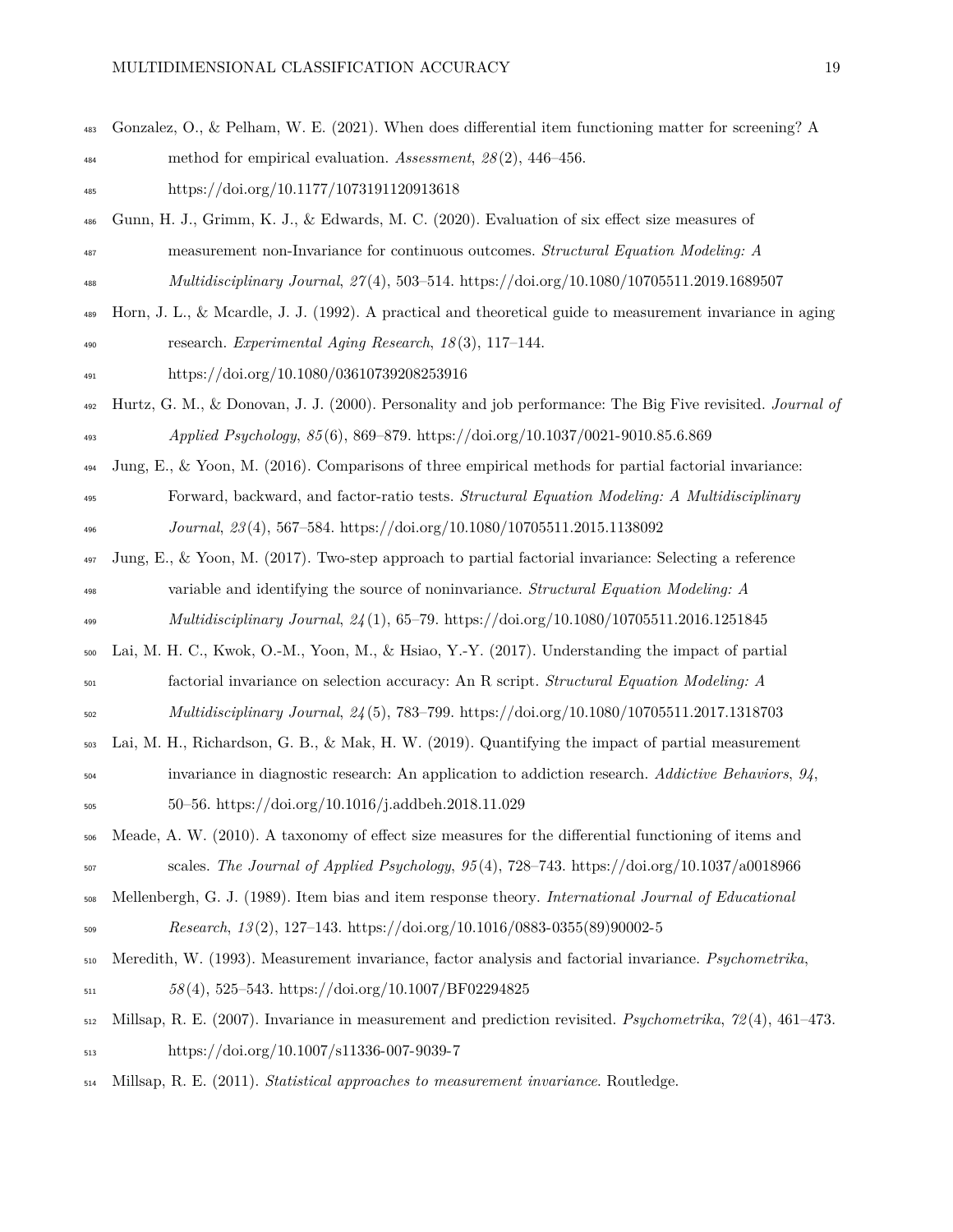Gonzalez, O., & Pelham, W. E. (2021). When does differential item functioning matter for screening? A method for empirical evaluation. *Assessment*, *28*(2), 446–456. https://doi.org/10.1177/1073191120913618

Gunn, H. J., Grimm, K. J., & Edwards, M. C. (2020). Evaluation of six effect size measures of measurement non-Invariance for continuous outcomes. *Structural Equation Modeling: A Multidisciplinary Journal*, *27*(4), 503–514. https://doi.org/10.1080/10705511.2019.1689507

Horn, J. L., & Mcardle, J. J. (1992). A practical and theoretical guide to measurement invariance in aging research. *Experimental Aging Research*, *18*(3), 117–144. https://doi.org/10.1080/03610739208253916

Hurtz, G. M., & Donovan, J. J. (2000). Personality and job performance: The Big Five revisited. *Journal of Applied Psychology*, *85*(6), 869–879. https://doi.org/10.1037/0021-9010.85.6.869

Jung, E., & Yoon, M. (2016). Comparisons of three empirical methods for partial factorial invariance: Forward, backward, and factor-ratio tests. *Structural Equation Modeling: A Multidisciplinary Journal*, *23*(4), 567–584. https://doi.org/10.1080/10705511.2015.1138092

Jung, E., & Yoon, M. (2017). Two-step approach to partial factorial invariance: Selecting a reference variable and identifying the source of noninvariance. *Structural Equation Modeling: A Multidisciplinary Journal*, *24*(1), 65–79. https://doi.org/10.1080/10705511.2016.1251845

Lai, M. H. C., Kwok, O.-M., Yoon, M., & Hsiao, Y.-Y. (2017). Understanding the impact of partial factorial invariance on selection accuracy: An R script. *Structural Equation Modeling: A Multidisciplinary Journal*, *24*(5), 783–799. https://doi.org/10.1080/10705511.2017.1318703

Lai, M. H., Richardson, G. B., & Mak, H. W. (2019). Quantifying the impact of partial measurement invariance in diagnostic research: An application to addiction research. *Addictive Behaviors*, *94*, 50–56. https://doi.org/10.1016/j.addbeh.2018.11.029

Meade, A. W. (2010). A taxonomy of effect size measures for the differential functioning of items and scales. *The Journal of Applied Psychology*, *95*(4), 728–743. https://doi.org/10.1037/a0018966

Mellenbergh, G. J. (1989). Item bias and item response theory. *International Journal of Educational Research*, *13*(2), 127–143. https://doi.org/10.1016/0883-0355(89)90002-5

Meredith, W. (1993). Measurement invariance, factor analysis and factorial invariance. *Psychometrika*, *58*(4), 525–543. https://doi.org/10.1007/BF02294825

Millsap, R. E. (2007). Invariance in measurement and prediction revisited. *Psychometrika*, *72*(4), 461–473. https://doi.org/10.1007/s11336-007-9039-7

Millsap, R. E. (2011). *Statistical approaches to measurement invariance*. Routledge.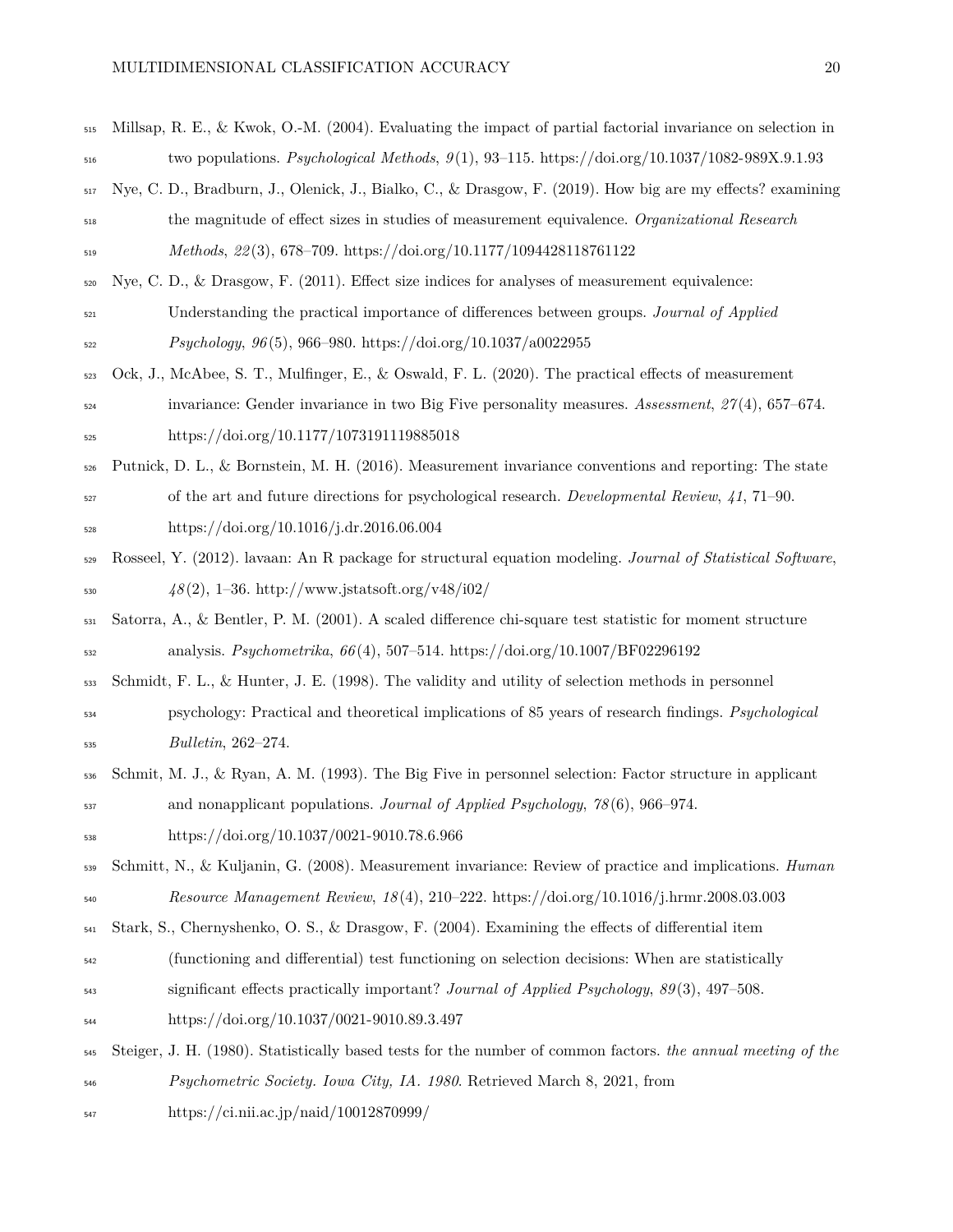Millsap, R. E., & Kwok, O.-M. (2004). Evaluating the impact of partial factorial invariance on selection in two populations. *Psychological Methods*, *9*(1), 93–115. https://doi.org/10.1037/1082-989X.9.1.93

Nye, C. D., Bradburn, J., Olenick, J., Bialko, C., & Drasgow, F. (2019). How big are my effects? examining the magnitude of effect sizes in studies of measurement equivalence. *Organizational Research Methods*, *22*(3), 678–709. https://doi.org/10.1177/1094428118761122

Nye, C. D., & Drasgow, F. (2011). Effect size indices for analyses of measurement equivalence: Understanding the practical importance of differences between groups. *Journal of Applied Psychology*, *96*(5), 966–980. https://doi.org/10.1037/a0022955

Ock, J., McAbee, S. T., Mulfinger, E., & Oswald, F. L. (2020). The practical effects of measurement invariance: Gender invariance in two Big Five personality measures. *Assessment*, *27*(4), 657–674. https://doi.org/10.1177/1073191119885018

Putnick, D. L., & Bornstein, M. H. (2016). Measurement invariance conventions and reporting: The state of the art and future directions for psychological research. *Developmental Review*, *41*, 71–90. https://doi.org/10.1016/j.dr.2016.06.004

Rosseel, Y. (2012). lavaan: An R package for structural equation modeling. *Journal of Statistical Software*, *48*(2), 1–36. http://www.jstatsoft.org/v48/i02/

Satorra, A., & Bentler, P. M. (2001). A scaled difference chi-square test statistic for moment structure analysis. *Psychometrika*, *66*(4), 507–514. https://doi.org/10.1007/BF02296192

Schmidt, F. L., & Hunter, J. E. (1998). The validity and utility of selection methods in personnel psychology: Practical and theoretical implications of 85 years of research findings. *Psychological Bulletin*, 262–274.

Schmit, M. J., & Ryan, A. M. (1993). The Big Five in personnel selection: Factor structure in applicant and nonapplicant populations. *Journal of Applied Psychology*, *78*(6), 966–974. https://doi.org/10.1037/0021-9010.78.6.966

Schmitt, N., & Kuljanin, G. (2008). Measurement invariance: Review of practice and implications. *Human Resource Management Review*, *18*(4), 210–222. https://doi.org/10.1016/j.hrmr.2008.03.003

Stark, S., Chernyshenko, O. S., & Drasgow, F. (2004). Examining the effects of differential item (functioning and differential) test functioning on selection decisions: When are statistically significant effects practically important? *Journal of Applied Psychology*, *89*(3), 497–508. https://doi.org/10.1037/0021-9010.89.3.497

Steiger, J. H. (1980). Statistically based tests for the number of common factors. *the annual meeting of the Psychometric Society. Iowa City, IA. 1980*. Retrieved March 8, 2021, from https://ci.nii.ac.jp/naid/10012870999/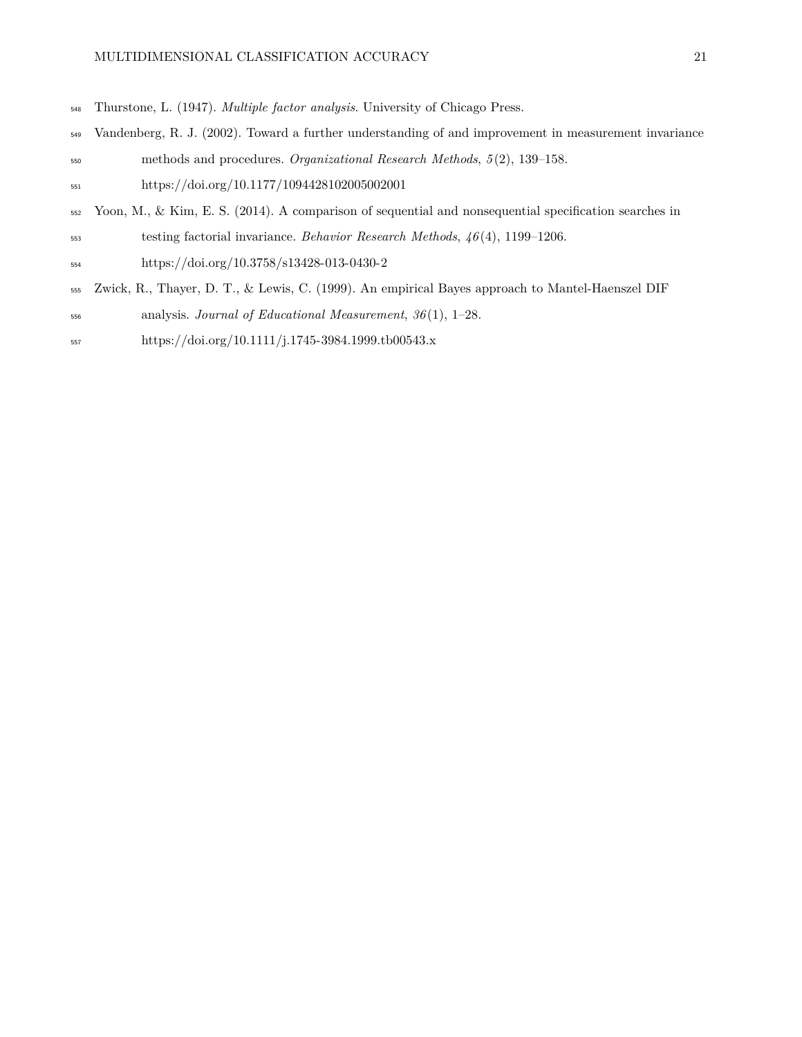Thurstone, L. (1947). *Multiple factor analysis*. University of Chicago Press.

Vandenberg, R. J. (2002). Toward a further understanding of and improvement in measurement invariance methods and procedures. *Organizational Research Methods*, *5*(2), 139–158. https://doi.org/10.1177/1094428102005002001

Yoon, M., & Kim, E. S. (2014). A comparison of sequential and nonsequential specification searches in testing factorial invariance. *Behavior Research Methods*, *46*(4), 1199–1206. https://doi.org/10.3758/s13428-013-0430-2

Zwick, R., Thayer, D. T., & Lewis, C. (1999). An empirical Bayes approach to Mantel-Haenszel DIF analysis. *Journal of Educational Measurement*, *36*(1), 1–28. https://doi.org/10.1111/j.1745-3984.1999.tb00543.x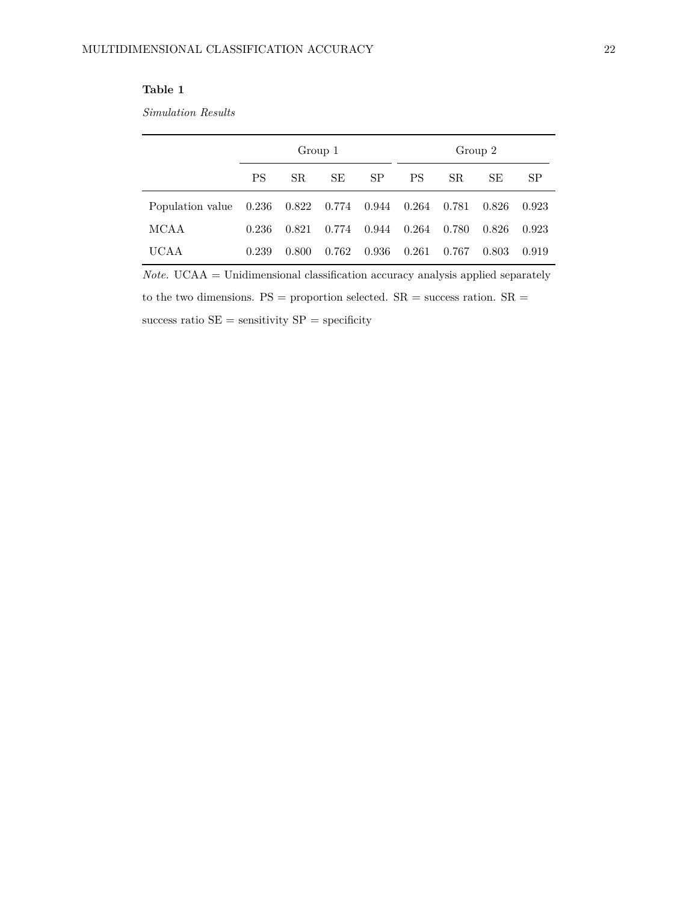**Table 1**

*Simulation Results*

| | Group 1 | | | | Group 2 | | | |
|---|---|---|---|---|---|---|---|---|
| | PS | SR | SE | SP | PS | SR | SE | SP |
| Population value | 0.236 | 0.822 | 0.774 | 0.944 | 0.264 | 0.781 | 0.826 | 0.923 |
| MCAA | 0.236 | 0.821 | 0.774 | 0.944 | 0.264 | 0.780 | 0.826 | 0.923 |
| UCAA | 0.239 | 0.800 | 0.762 | 0.936 | 0.261 | 0.767 | 0.803 | 0.919 |

*Note.* UCAA = Unidimensional classification accuracy analysis applied separately to the two dimensions. PS = proportion selected. SR = success ration. SR = success ratio SE = sensitivity SP = specificity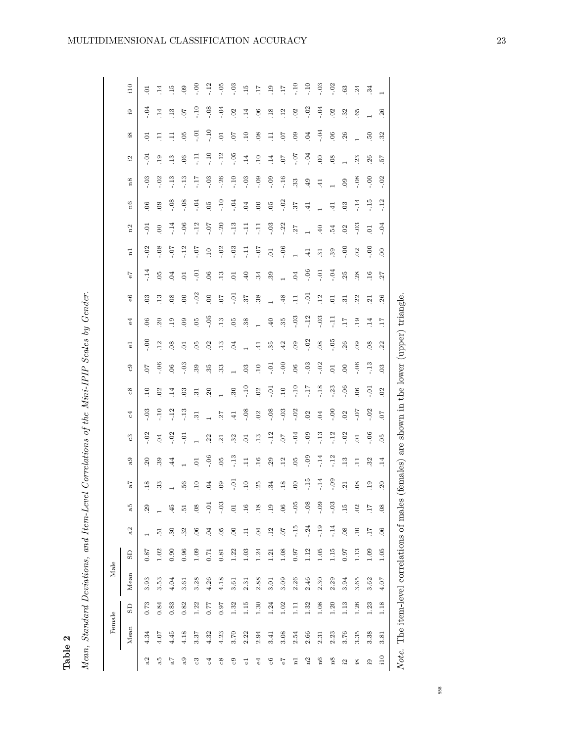**Table 2**

*Mean, Standard Deviations, and Item-Level Correlations of the Mini-IPIP Scales by Gender.*

| | Female | | Male | | | | | | | | | | | | | | | | | | | | | |
|---|---|---|---|---|---|---|---|---|---|---|---|---|---|---|---|---|---|---|---|---|---|---|---|---|
| | Mean | SD | Mean | SD | a2 | a5 | a7 | a9 | c3 | c4 | c8 | c9 | e1 | e4 | e6 | e7 | n1 | n2 | n6 | n8 | i2 | i8 | i9 | i10 |
| a2 | 4.34 | 0.73 | 3.93 | 0.87 | 1 | .29 | .18 | .20 | -.02 | -.03 | .10 | .07 | -.00 | .06 | .03 | -.14 | -.02 | -.01 | .06 | -.03 | -.01 | .01 | -.04 | .01 |
| a5 | 4.07 | 0.84 | 3.53 | 1.02 | .51 | 1 | .33 | .39 | .04 | -.10 | .02 | -.06 | .12 | .20 | .13 | .05 | -.08 | .00 | .09 | -.02 | .19 | .11 | .14 | .14 |
| a7 | 4.45 | 0.83 | 4.04 | 0.90 | .30 | .45 | 1 | .44 | -.02 | -.12 | .14 | .06 | .08 | .19 | .08 | .04 | -.07 | -.14 | -.08 | -.13 | .13 | .11 | .13 | .15 |
| a9 | 4.18 | 0.82 | 3.61 | 0.96 | .32 | .51 | .56 | 1 | -.01 | -.13 | .03 | -.03 | .01 | .09 | .00 | .01 | -.12 | -.06 | -.08 | -.13 | .06 | .05 | .07 | .09 |
| c3 | 3.37 | 1.22 | 3.28 | 1.09 | .06 | .08 | .10 | .01 | 1 | .31 | .31 | .39 | .05 | .05 | -.02 | -.01 | -.07 | -.12 | -.04 | -.17 | -.11 | -.01 | -.10 | -.00 |
| c4 | 4.32 | 0.77 | 4.26 | 0.71 | .04 | -.01 | .04 | -.06 | .22 | 1 | .20 | .35 | .02 | -.05 | .00 | .06 | .10 | -.07 | .05 | -.03 | -.10 | -.10 | -.08 | -.12 |
| c8 | 4.23 | 0.97 | 4.18 | 0.81 | .05 | -.03 | .09 | .05 | .21 | .27 | 1 | .33 | .13 | .13 | .07 | .13 | -.02 | -.20 | -.10 | -.26 | -.12 | .01 | -.04 | -.05 |
| c9 | 3.70 | 1.32 | 3.61 | 1.22 | .00 | .01 | -.01 | -.13 | .32 | .41 | .30 | 1 | .04 | .05 | -.01 | .01 | -.03 | -.13 | -.04 | -.10 | -.05 | .07 | .02 | -.03 |
| e1 | 2.22 | 1.15 | 2.31 | 1.03 | .11 | .16 | .10 | .11 | .01 | -.08 | -.10 | .03 | 1 | .38 | .37 | .40 | -.11 | -.11 | .04 | -.03 | .14 | .10 | .14 | .15 |
| e4 | 2.94 | 1.30 | 2.88 | 1.24 | .04 | .18 | .25 | .16 | .13 | .02 | .02 | .10 | .41 | 1 | .38 | .34 | -.07 | -.11 | .00 | -.09 | .10 | .08 | .06 | .17 |
| e6 | 3.41 | 1.24 | 3.01 | 1.21 | .12 | .19 | .34 | .29 | -.12 | -.08 | -.01 | -.01 | .35 | .40 | 1 | .39 | .01 | -.03 | .05 | -.09 | .14 | .11 | .18 | .19 |
| e7 | 3.08 | 1.02 | 3.09 | 1.08 | .07 | .06 | .18 | .12 | .07 | -.03 | .10 | -.00 | .42 | .35 | .48 | 1 | -.06 | -.22 | -.02 | -.16 | .07 | .07 | .12 | .17 |
| n1 | 2.54 | 1.11 | 2.26 | 0.97 | -.15 | -.05 | .00 | .05 | -.04 | -.02 | -.10 | .06 | .09 | -.03 | .11 | .04 | 1 | .27 | .37 | .33 | -.07 | .09 | .02 | -.10 |
| n2 | 2.66 | 1.32 | 2.46 | 1.12 | -.24 | -.08 | -.15 | -.09 | -.09 | .02 | -.17 | -.03 | -.02 | -.12 | -.01 | -.06 | .41 | 1 | .41 | .49 | -.04 | .04 | -.02 | -.10 |
| n6 | 2.31 | 1.08 | 2.30 | 1.05 | -.19 | -.09 | -.14 | -.14 | -.13 | .04 | -.18 | -.02 | .08 | -.03 | .12 | -.01 | .31 | .40 | 1 | .41 | .00 | -.04 | -.04 | -.03 |
| n8 | 2.23 | 1.20 | 2.29 | 1.15 | -.14 | -.03 | -.09 | -.12 | -.12 | -.00 | -.23 | .01 | -.05 | -.11 | .01 | -.04 | .39 | .54 | .41 | 1 | .08 | .06 | .02 | -.02 |
| i2 | 3.76 | 1.13 | 3.94 | 0.97 | .08 | .15 | .21 | .13 | -.02 | .02 | -.06 | .00 | .26 | .17 | .31 | .25 | -.00 | .02 | .03 | .09 | 1 | .26 | .32 | .63 |
| i8 | 3.35 | 1.26 | 3.65 | 1.13 | .10 | .02 | .08 | .11 | .01 | -.07 | .06 | -.06 | .09 | .19 | .22 | .28 | .02 | -.03 | -.14 | -.08 | .23 | 1 | .65 | .24 |
| i9 | 3.38 | 1.23 | 3.62 | 1.09 | .17 | .17 | .19 | .32 | -.06 | -.02 | -.01 | -.13 | .08 | .14 | .21 | .16 | -.00 | .01 | -.15 | -.00 | .26 | .50 | 1 | .34 |
| i10 | 3.81 | 1.18 | 4.07 | 1.05 | .06 | .08 | .20 | .14 | .05 | .07 | .02 | .03 | .22 | .17 | .26 | .27 | .00 | -.04 | -.12 | -.02 | .57 | .32 | .26 | 1 |

*Note.* The item-level correlations of males (females) are shown in the lower (upper) triangle.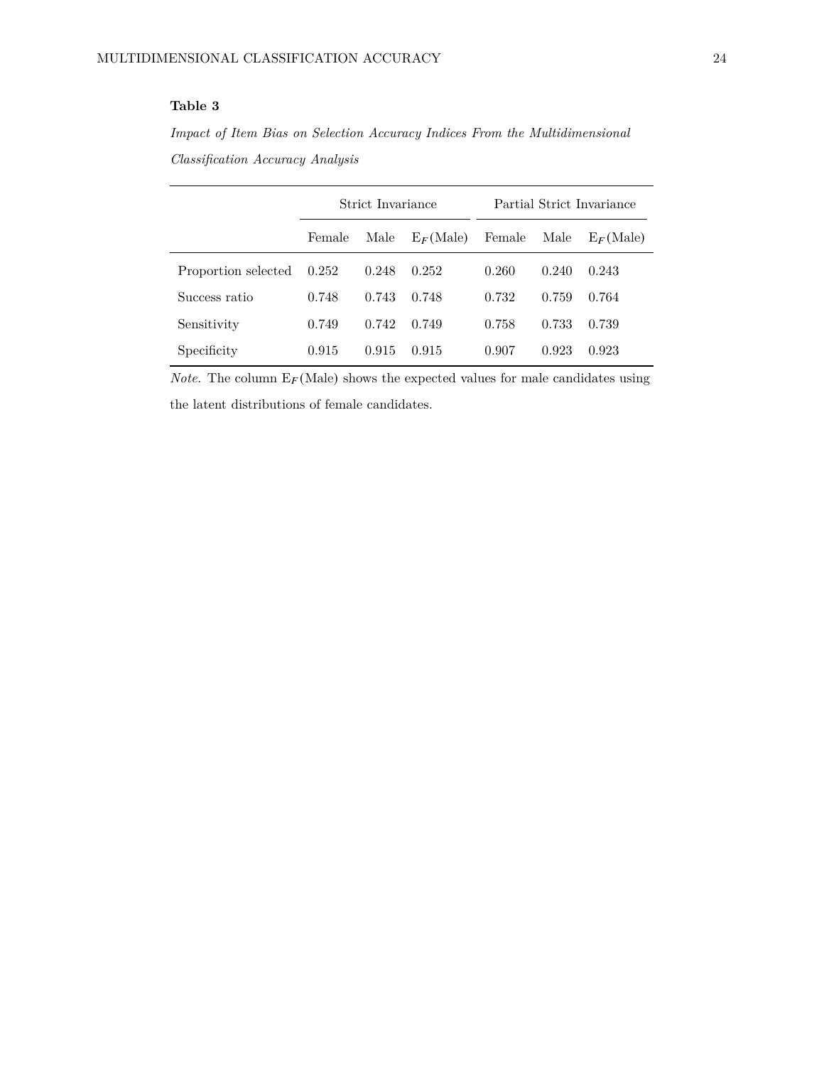**Table 3**

*Impact of Item Bias on Selection Accuracy Indices From the Multidimensional Classification Accuracy Analysis*

| | Strict Invariance | | | Partial Strict Invariance | | |
|---|---|---|---|---|---|---|
| | Female | Male | $\mathrm{E}_{\boldsymbol{F}}$(Male) | Female | Male | $\mathrm{E}_{\boldsymbol{F}}$(Male) |
| Proportion selected | 0.252 | 0.248 | 0.252 | 0.260 | 0.240 | 0.243 |
| Success ratio | 0.748 | 0.743 | 0.748 | 0.732 | 0.759 | 0.764 |
| Sensitivity | 0.749 | 0.742 | 0.749 | 0.758 | 0.733 | 0.739 |
| Specificity | 0.915 | 0.915 | 0.915 | 0.907 | 0.923 | 0.923 |

*Note.* The column $\mathrm{E}_{\boldsymbol{F}}$(Male) shows the expected values for male candidates using the latent distributions of female candidates.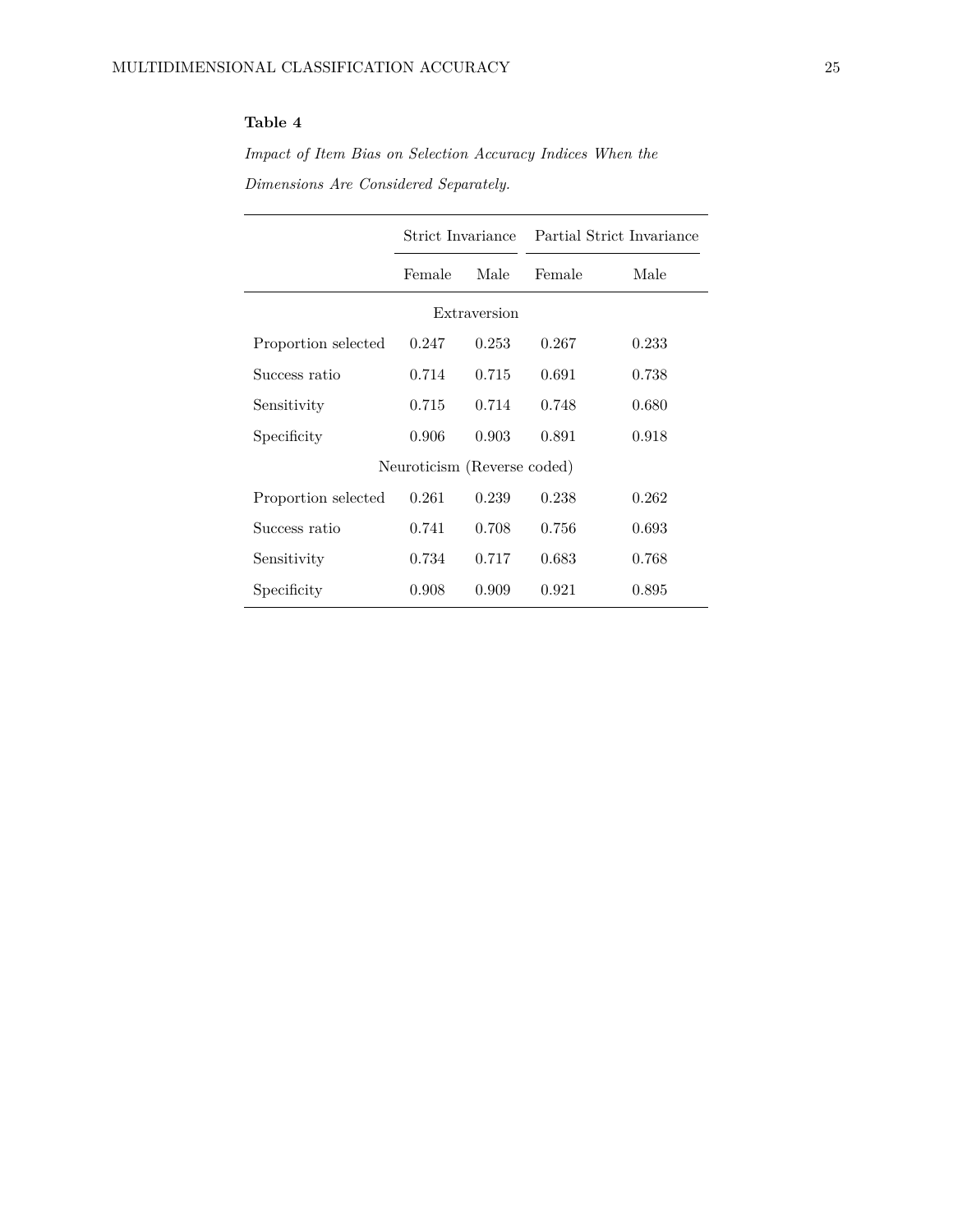**Table 4**

*Impact of Item Bias on Selection Accuracy Indices When the Dimensions Are Considered Separately.*

| | Strict Invariance | | Partial Strict Invariance | |
|---|---|---|---|---|
| | Female | Male | Female | Male |
| | | Extraversion | | |
| Proportion selected | 0.247 | 0.253 | 0.267 | 0.233 |
| Success ratio | 0.714 | 0.715 | 0.691 | 0.738 |
| Sensitivity | 0.715 | 0.714 | 0.748 | 0.680 |
| Specificity | 0.906 | 0.903 | 0.891 | 0.918 |
| | | Neuroticism (Reverse coded) | | |
| Proportion selected | 0.261 | 0.239 | 0.238 | 0.262 |
| Success ratio | 0.741 | 0.708 | 0.756 | 0.693 |
| Sensitivity | 0.734 | 0.717 | 0.683 | 0.768 |
| Specificity | 0.908 | 0.909 | 0.921 | 0.895 |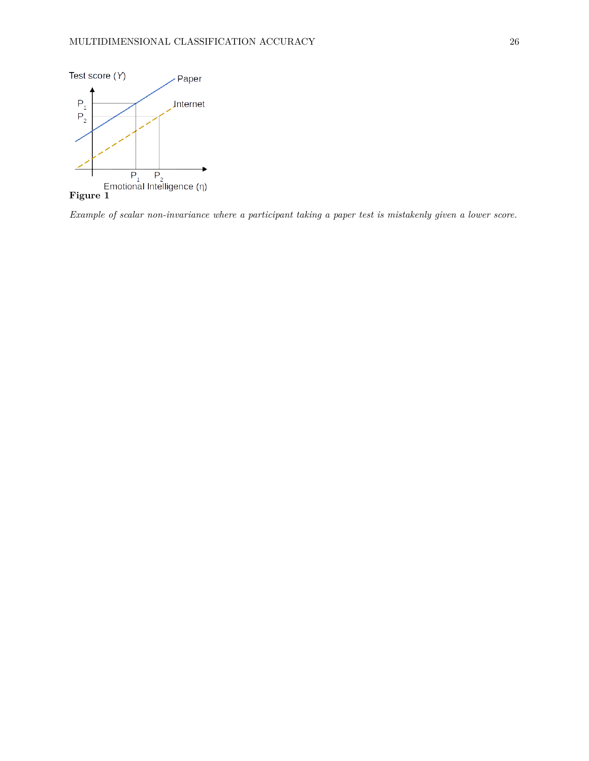**Figure 1**

*Example of scalar non-invariance where a participant taking a paper test is mistakenly given a lower score.*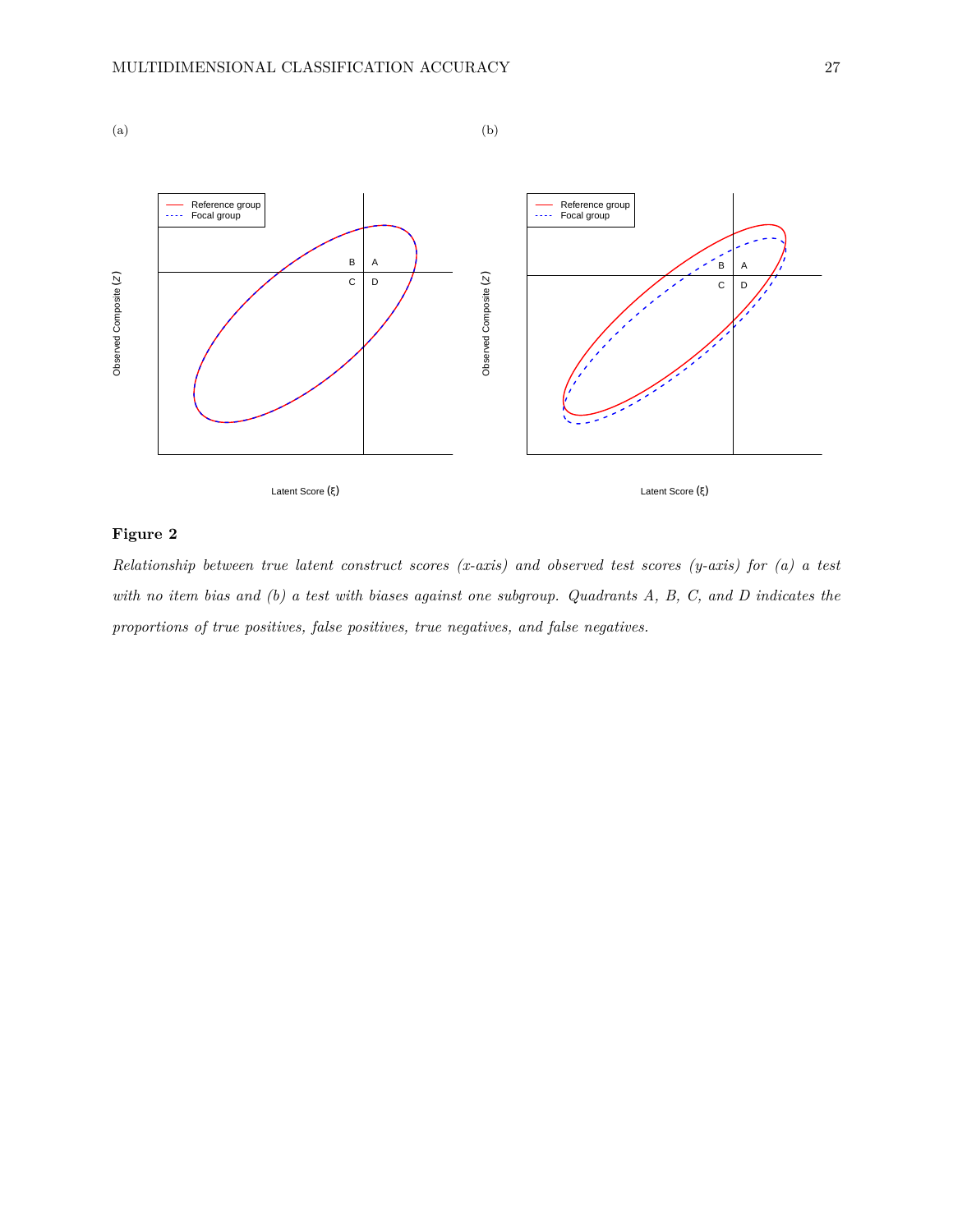(a)

(b)

**Figure 2**

*Relationship between true latent construct scores (x-axis) and observed test scores (y-axis) for (a) a test with no item bias and (b) a test with biases against one subgroup. Quadrants A, B, C, and D indicates the proportions of true positives, false positives, true negatives, and false negatives.*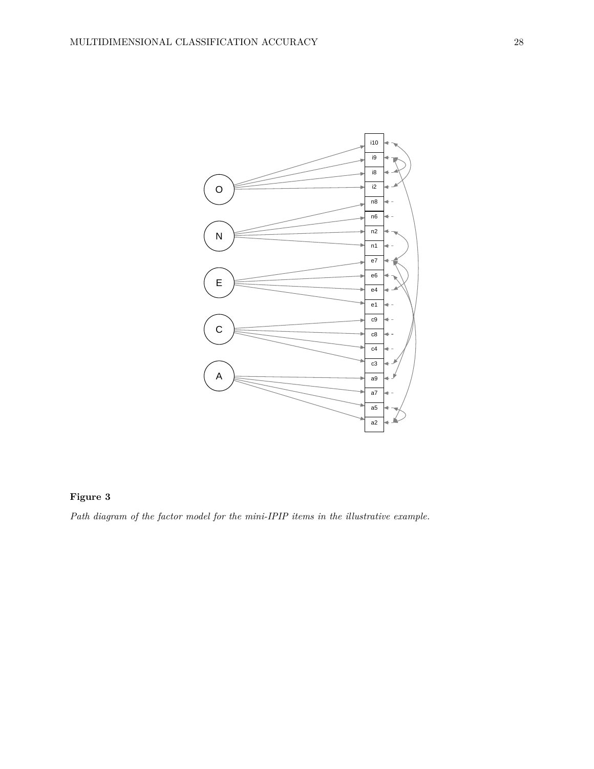O

N

E

C

A

i10

i9

i8

i2

n8

n6

n2

n1

e7

e6

e4

e1

c9

c8

c4

c3

a9

a7

a5

a2

**Figure 3**

*Path diagram of the factor model for the mini-IPIP items in the illustrative example.*